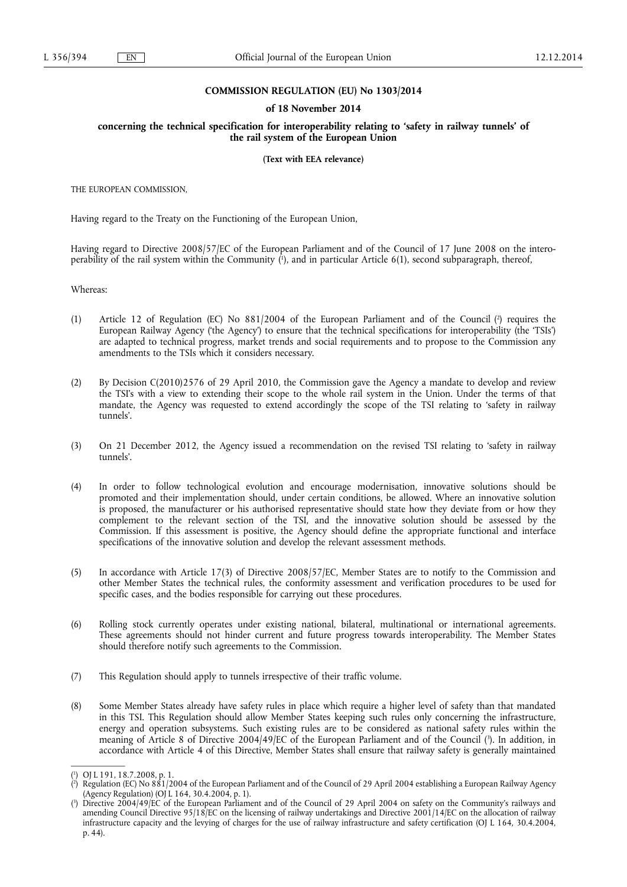**COMMISSION REGULATION (EU) No 1303/2014**

**of 18 November 2014**

**concerning the technical specification for interoperability relating to 'safety in railway tunnels' of the rail system of the European Union**

**(Text with EEA relevance)**

THE EUROPEAN COMMISSION,

Having regard to the Treaty on the Functioning of the European Union,

Having regard to Directive 2008/57/EC of the European Parliament and of the Council of 17 June 2008 on the interoperability of the rail system within the Community [1], and in particular Article 6(1), second subparagraph, thereof,

Whereas:

(1) Article 12 of Regulation (EC) No 881/2004 of the European Parliament and of the Council [2] requires the European Railway Agency ('the Agency') to ensure that the technical specifications for interoperability (the 'TSIs') are adapted to technical progress, market trends and social requirements and to propose to the Commission any amendments to the TSIs which it considers necessary.

(2) By Decision C(2010)2576 of 29 April 2010, the Commission gave the Agency a mandate to develop and review the TSI's with a view to extending their scope to the whole rail system in the Union. Under the terms of that mandate, the Agency was requested to extend accordingly the scope of the TSI relating to 'safety in railway tunnels'.

(3) On 21 December 2012, the Agency issued a recommendation on the revised TSI relating to 'safety in railway tunnels'.

(4) In order to follow technological evolution and encourage modernisation, innovative solutions should be promoted and their implementation should, under certain conditions, be allowed. Where an innovative solution is proposed, the manufacturer or his authorised representative should state how they deviate from or how they complement to the relevant section of the TSI, and the innovative solution should be assessed by the Commission. If this assessment is positive, the Agency should define the appropriate functional and interface specifications of the innovative solution and develop the relevant assessment methods.

(5) In accordance with Article 17(3) of Directive 2008/57/EC, Member States are to notify to the Commission and other Member States the technical rules, the conformity assessment and verification procedures to be used for specific cases, and the bodies responsible for carrying out these procedures.

(6) Rolling stock currently operates under existing national, bilateral, multinational or international agreements. These agreements should not hinder current and future progress towards interoperability. The Member States should therefore notify such agreements to the Commission.

(7) This Regulation should apply to tunnels irrespective of their traffic volume.

(8) Some Member States already have safety rules in place which require a higher level of safety than that mandated in this TSI. This Regulation should allow Member States keeping such rules only concerning the infrastructure, energy and operation subsystems. Such existing rules are to be considered as national safety rules within the meaning of Article 8 of Directive 2004/49/EC of the European Parliament and of the Council [3]. In addition, in accordance with Article 4 of this Directive, Member States shall ensure that railway safety is generally maintained

---

[1] OJ L 191, 18.7.2008, p. 1.

[2] Regulation (EC) No 881/2004 of the European Parliament and of the Council of 29 April 2004 establishing a European Railway Agency (Agency Regulation) (OJ L 164, 30.4.2004, p. 1).

[3] Directive 2004/49/EC of the European Parliament and of the Council of 29 April 2004 on safety on the Community's railways and amending Council Directive 95/18/EC on the licensing of railway undertakings and Directive 2001/14/EC on the allocation of railway infrastructure capacity and the levying of charges for the use of railway infrastructure and safety certification (OJ L 164, 30.4.2004, p. 44).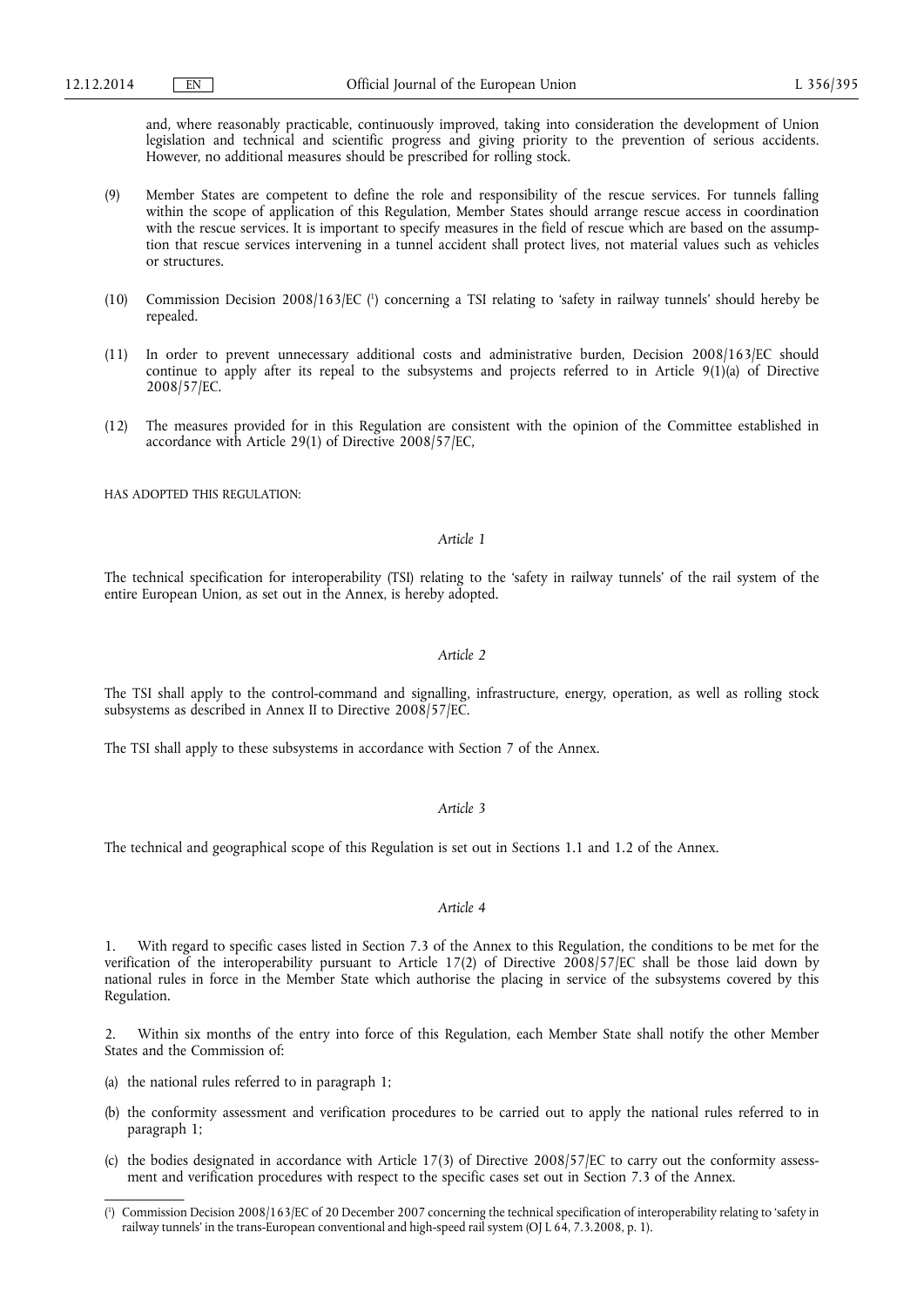and, where reasonably practicable, continuously improved, taking into consideration the development of Union legislation and technical and scientific progress and giving priority to the prevention of serious accidents. However, no additional measures should be prescribed for rolling stock.

(9) Member States are competent to define the role and responsibility of the rescue services. For tunnels falling within the scope of application of this Regulation, Member States should arrange rescue access in coordination with the rescue services. It is important to specify measures in the field of rescue which are based on the assumption that rescue services intervening in a tunnel accident shall protect lives, not material values such as vehicles or structures.

(10) Commission Decision 2008/163/EC [1] concerning a TSI relating to 'safety in railway tunnels' should hereby be repealed.

(11) In order to prevent unnecessary additional costs and administrative burden, Decision 2008/163/EC should continue to apply after its repeal to the subsystems and projects referred to in Article 9(1)(a) of Directive 2008/57/EC.

(12) The measures provided for in this Regulation are consistent with the opinion of the Committee established in accordance with Article 29(1) of Directive 2008/57/EC,

HAS ADOPTED THIS REGULATION:

*Article 1*

The technical specification for interoperability (TSI) relating to the 'safety in railway tunnels' of the rail system of the entire European Union, as set out in the Annex, is hereby adopted.

*Article 2*

The TSI shall apply to the control-command and signalling, infrastructure, energy, operation, as well as rolling stock subsystems as described in Annex II to Directive 2008/57/EC.

The TSI shall apply to these subsystems in accordance with Section 7 of the Annex.

*Article 3*

The technical and geographical scope of this Regulation is set out in Sections 1.1 and 1.2 of the Annex.

*Article 4*

1. With regard to specific cases listed in Section 7.3 of the Annex to this Regulation, the conditions to be met for the verification of the interoperability pursuant to Article 17(2) of Directive 2008/57/EC shall be those laid down by national rules in force in the Member State which authorise the placing in service of the subsystems covered by this Regulation.

2. Within six months of the entry into force of this Regulation, each Member State shall notify the other Member States and the Commission of:

(a) the national rules referred to in paragraph 1;

(b) the conformity assessment and verification procedures to be carried out to apply the national rules referred to in paragraph 1;

(c) the bodies designated in accordance with Article 17(3) of Directive 2008/57/EC to carry out the conformity assessment and verification procedures with respect to the specific cases set out in Section 7.3 of the Annex.

---

[1] Commission Decision 2008/163/EC of 20 December 2007 concerning the technical specification of interoperability relating to 'safety in railway tunnels' in the trans-European conventional and high-speed rail system (OJ L 64, 7.3.2008, p. 1).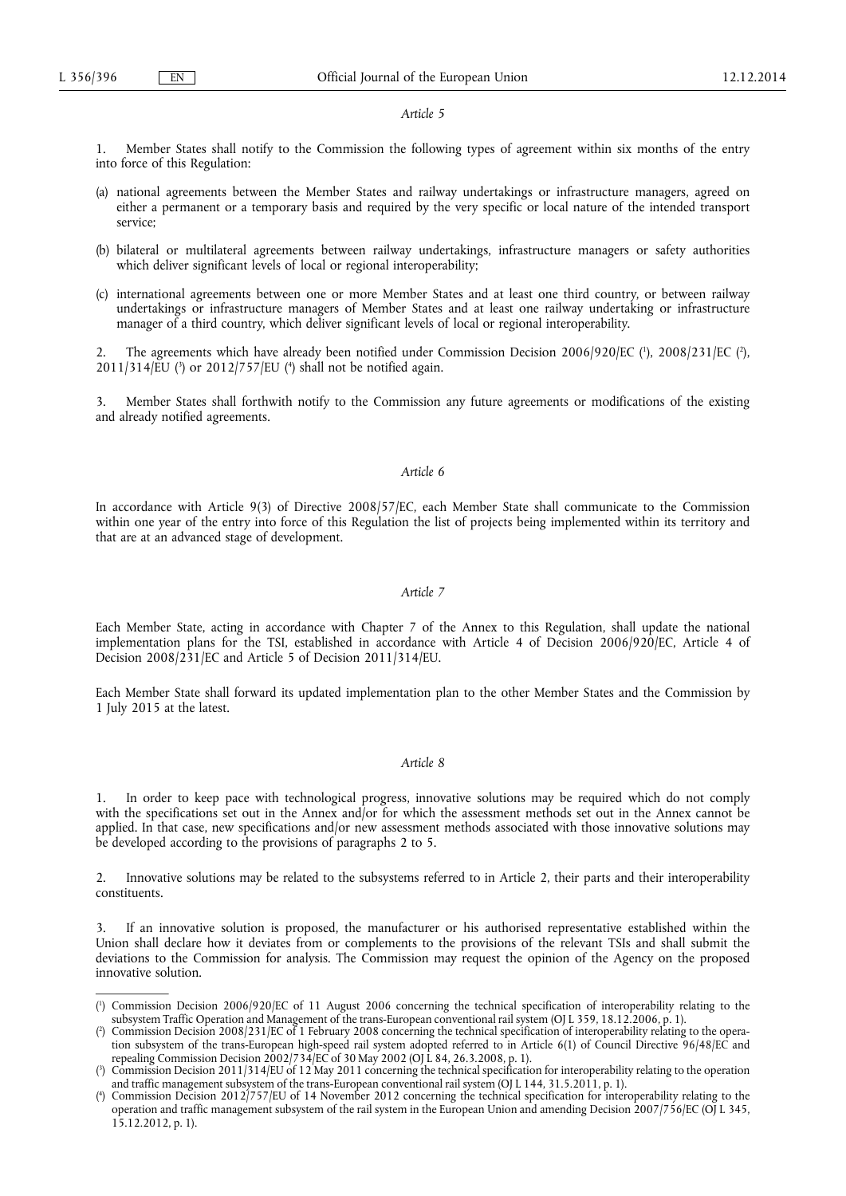*Article 5*

1. Member States shall notify to the Commission the following types of agreement within six months of the entry into force of this Regulation:

(a) national agreements between the Member States and railway undertakings or infrastructure managers, agreed on either a permanent or a temporary basis and required by the very specific or local nature of the intended transport service;

(b) bilateral or multilateral agreements between railway undertakings, infrastructure managers or safety authorities which deliver significant levels of local or regional interoperability;

(c) international agreements between one or more Member States and at least one third country, or between railway undertakings or infrastructure managers of Member States and at least one railway undertaking or infrastructure manager of a third country, which deliver significant levels of local or regional interoperability.

2. The agreements which have already been notified under Commission Decision 2006/920/EC ([1]), 2008/231/EC ([2]), 2011/314/EU ([3]) or 2012/757/EU ([4]) shall not be notified again.

3. Member States shall forthwith notify to the Commission any future agreements or modifications of the existing and already notified agreements.

*Article 6*

In accordance with Article 9(3) of Directive 2008/57/EC, each Member State shall communicate to the Commission within one year of the entry into force of this Regulation the list of projects being implemented within its territory and that are at an advanced stage of development.

*Article 7*

Each Member State, acting in accordance with Chapter 7 of the Annex to this Regulation, shall update the national implementation plans for the TSI, established in accordance with Article 4 of Decision 2006/920/EC, Article 4 of Decision 2008/231/EC and Article 5 of Decision 2011/314/EU.

Each Member State shall forward its updated implementation plan to the other Member States and the Commission by 1 July 2015 at the latest.

*Article 8*

1. In order to keep pace with technological progress, innovative solutions may be required which do not comply with the specifications set out in the Annex and/or for which the assessment methods set out in the Annex cannot be applied. In that case, new specifications and/or new assessment methods associated with those innovative solutions may be developed according to the provisions of paragraphs 2 to 5.

2. Innovative solutions may be related to the subsystems referred to in Article 2, their parts and their interoperability constituents.

3. If an innovative solution is proposed, the manufacturer or his authorised representative established within the Union shall declare how it deviates from or complements to the provisions of the relevant TSIs and shall submit the deviations to the Commission for analysis. The Commission may request the opinion of the Agency on the proposed innovative solution.

---

([1]) Commission Decision 2006/920/EC of 11 August 2006 concerning the technical specification of interoperability relating to the subsystem Traffic Operation and Management of the trans-European conventional rail system (OJ L 359, 18.12.2006, p. 1).

([2]) Commission Decision 2008/231/EC of 1 February 2008 concerning the technical specification of interoperability relating to the operation subsystem of the trans-European high-speed rail system adopted referred to in Article 6(1) of Council Directive 96/48/EC and repealing Commission Decision 2002/734/EC of 30 May 2002 (OJ L 84, 26.3.2008, p. 1).

([3]) Commission Decision 2011/314/EU of 12 May 2011 concerning the technical specification for interoperability relating to the operation and traffic management subsystem of the trans-European conventional rail system (OJ L 144, 31.5.2011, p. 1).

([4]) Commission Decision 2012/757/EU of 14 November 2012 concerning the technical specification for interoperability relating to the operation and traffic management subsystem of the rail system in the European Union and amending Decision 2007/756/EC (OJ L 345, 15.12.2012, p. 1).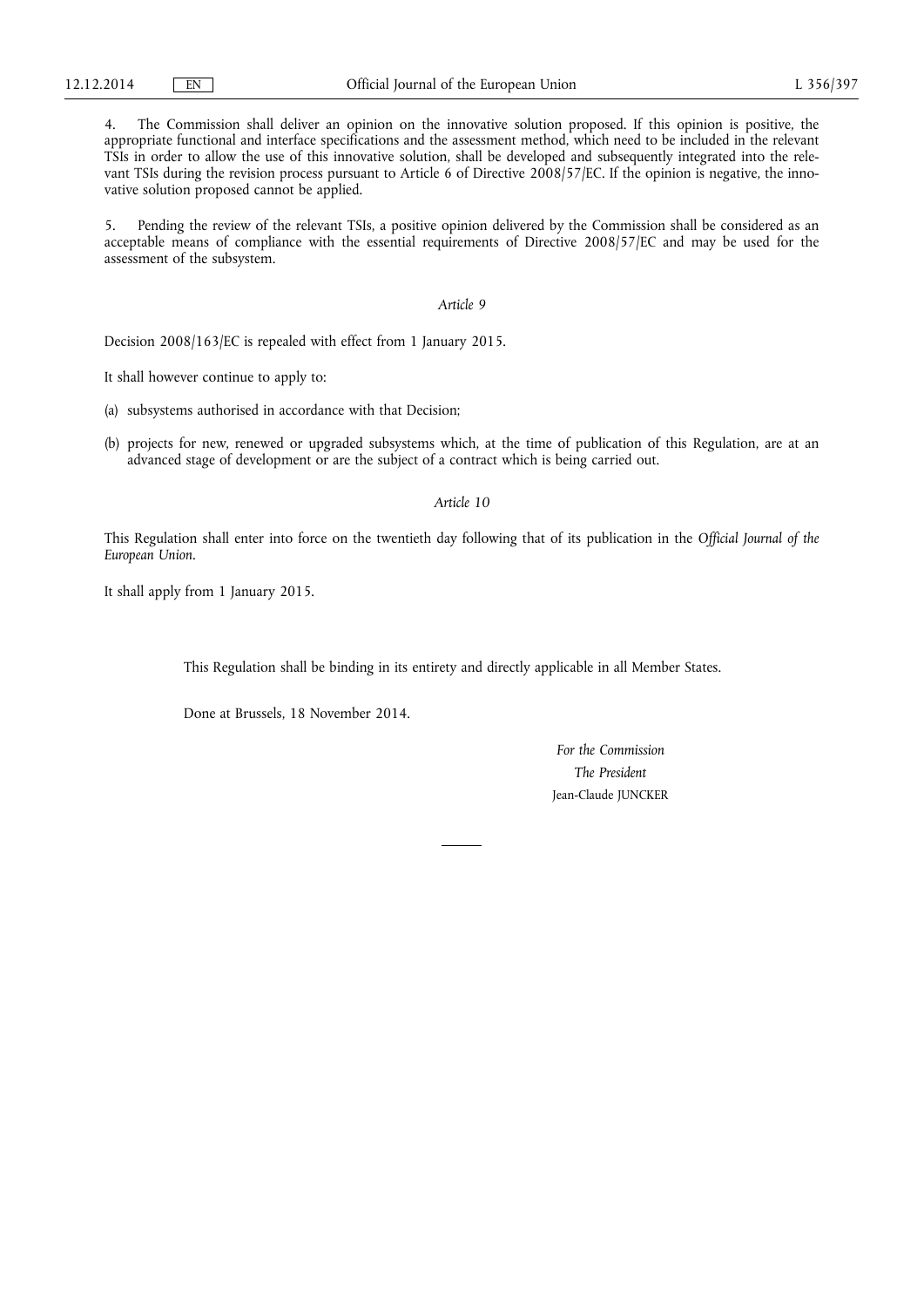4. The Commission shall deliver an opinion on the innovative solution proposed. If this opinion is positive, the appropriate functional and interface specifications and the assessment method, which need to be included in the relevant TSIs in order to allow the use of this innovative solution, shall be developed and subsequently integrated into the relevant TSIs during the revision process pursuant to Article 6 of Directive 2008/57/EC. If the opinion is negative, the innovative solution proposed cannot be applied.

5. Pending the review of the relevant TSIs, a positive opinion delivered by the Commission shall be considered as an acceptable means of compliance with the essential requirements of Directive 2008/57/EC and may be used for the assessment of the subsystem.

*Article 9*

Decision 2008/163/EC is repealed with effect from 1 January 2015.

It shall however continue to apply to:

(a) subsystems authorised in accordance with that Decision;

(b) projects for new, renewed or upgraded subsystems which, at the time of publication of this Regulation, are at an advanced stage of development or are the subject of a contract which is being carried out.

*Article 10*

This Regulation shall enter into force on the twentieth day following that of its publication in the *Official Journal of the European Union*.

It shall apply from 1 January 2015.

This Regulation shall be binding in its entirety and directly applicable in all Member States.

Done at Brussels, 18 November 2014.

*For the Commission*

*The President*

Jean-Claude JUNCKER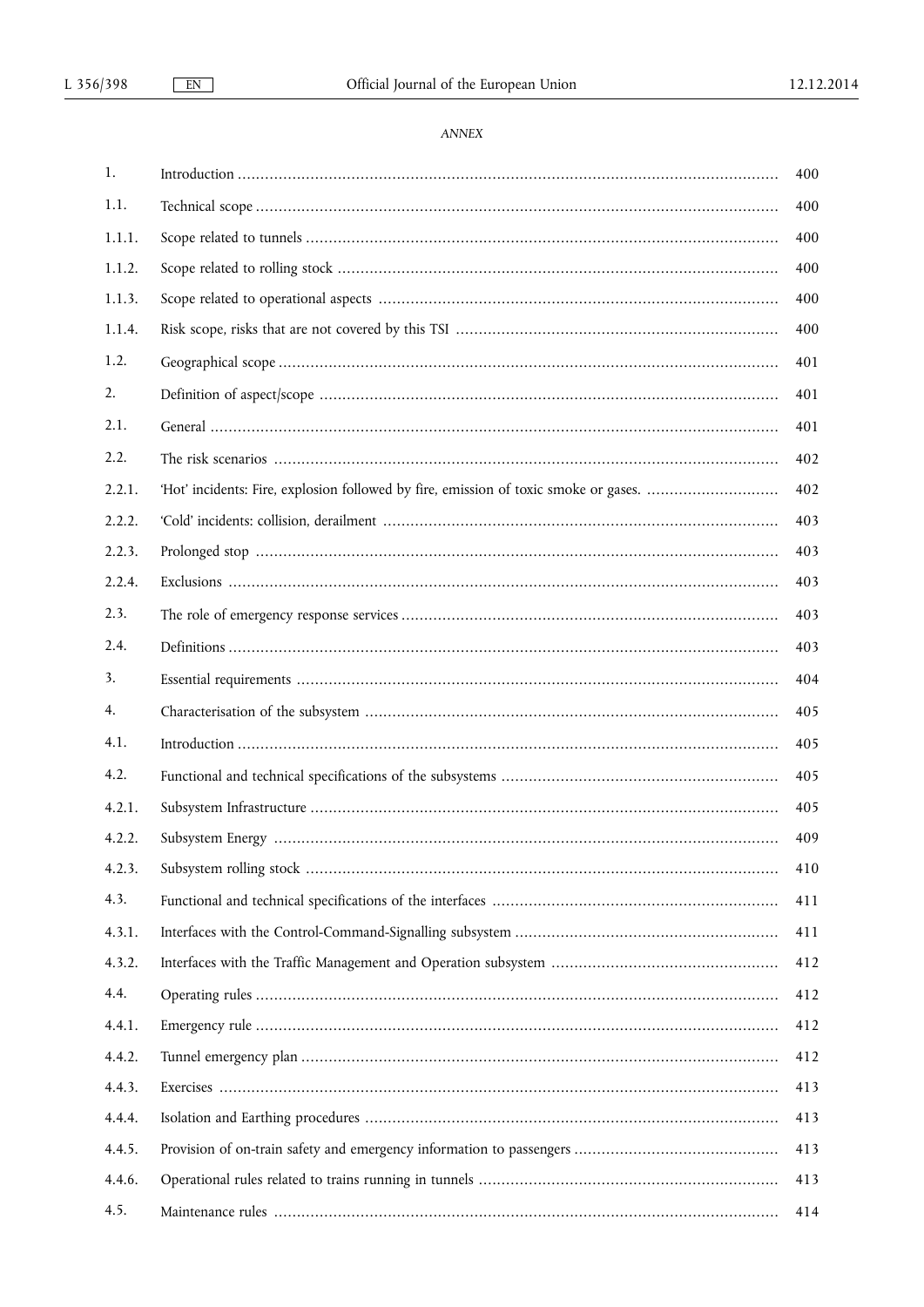*ANNEX*

| | | |
|---|---|---|
| 1. | Introduction | 400 |
| 1.1. | Technical scope | 400 |
| 1.1.1. | Scope related to tunnels | 400 |
| 1.1.2. | Scope related to rolling stock | 400 |
| 1.1.3. | Scope related to operational aspects | 400 |
| 1.1.4. | Risk scope, risks that are not covered by this TSI | 400 |
| 1.2. | Geographical scope | 401 |
| 2. | Definition of aspect/scope | 401 |
| 2.1. | General | 401 |
| 2.2. | The risk scenarios | 402 |
| 2.2.1. | 'Hot' incidents: Fire, explosion followed by fire, emission of toxic smoke or gases. | 402 |
| 2.2.2. | 'Cold' incidents: collision, derailment | 403 |
| 2.2.3. | Prolonged stop | 403 |
| 2.2.4. | Exclusions | 403 |
| 2.3. | The role of emergency response services | 403 |
| 2.4. | Definitions | 403 |
| 3. | Essential requirements | 404 |
| 4. | Characterisation of the subsystem | 405 |
| 4.1. | Introduction | 405 |
| 4.2. | Functional and technical specifications of the subsystems | 405 |
| 4.2.1. | Subsystem Infrastructure | 405 |
| 4.2.2. | Subsystem Energy | 409 |
| 4.2.3. | Subsystem rolling stock | 410 |
| 4.3. | Functional and technical specifications of the interfaces | 411 |
| 4.3.1. | Interfaces with the Control-Command-Signalling subsystem | 411 |
| 4.3.2. | Interfaces with the Traffic Management and Operation subsystem | 412 |
| 4.4. | Operating rules | 412 |
| 4.4.1. | Emergency rule | 412 |
| 4.4.2. | Tunnel emergency plan | 412 |
| 4.4.3. | Exercises | 413 |
| 4.4.4. | Isolation and Earthing procedures | 413 |
| 4.4.5. | Provision of on-train safety and emergency information to passengers | 413 |
| 4.4.6. | Operational rules related to trains running in tunnels | 413 |
| 4.5. | Maintenance rules | 414 |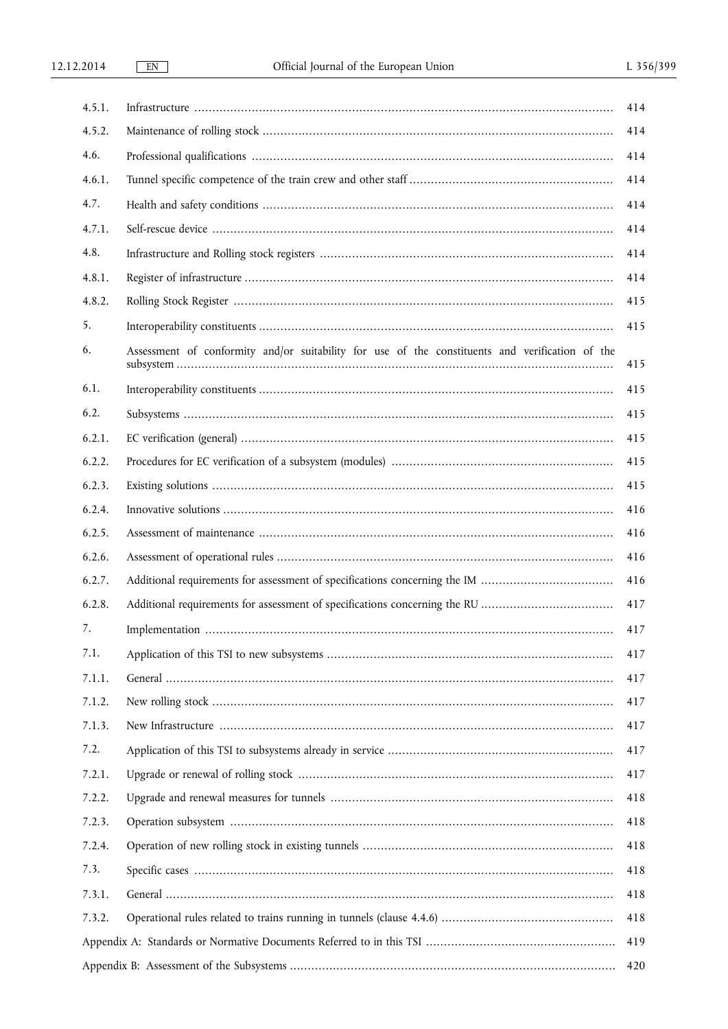| | | |
|---|---|---|
| 4.5.1. | Infrastructure | 414 |
| 4.5.2. | Maintenance of rolling stock | 414 |
| 4.6. | Professional qualifications | 414 |
| 4.6.1. | Tunnel specific competence of the train crew and other staff | 414 |
| 4.7. | Health and safety conditions | 414 |
| 4.7.1. | Self-rescue device | 414 |
| 4.8. | Infrastructure and Rolling stock registers | 414 |
| 4.8.1. | Register of infrastructure | 414 |
| 4.8.2. | Rolling Stock Register | 415 |
| 5. | Interoperability constituents | 415 |
| 6. | Assessment of conformity and/or suitability for use of the constituents and verification of the subsystem | 415 |
| 6.1. | Interoperability constituents | 415 |
| 6.2. | Subsystems | 415 |
| 6.2.1. | EC verification (general) | 415 |
| 6.2.2. | Procedures for EC verification of a subsystem (modules) | 415 |
| 6.2.3. | Existing solutions | 415 |
| 6.2.4. | Innovative solutions | 416 |
| 6.2.5. | Assessment of maintenance | 416 |
| 6.2.6. | Assessment of operational rules | 416 |
| 6.2.7. | Additional requirements for assessment of specifications concerning the IM | 416 |
| 6.2.8. | Additional requirements for assessment of specifications concerning the RU | 417 |
| 7. | Implementation | 417 |
| 7.1. | Application of this TSI to new subsystems | 417 |
| 7.1.1. | General | 417 |
| 7.1.2. | New rolling stock | 417 |
| 7.1.3. | New Infrastructure | 417 |
| 7.2. | Application of this TSI to subsystems already in service | 417 |
| 7.2.1. | Upgrade or renewal of rolling stock | 417 |
| 7.2.2. | Upgrade and renewal measures for tunnels | 418 |
| 7.2.3. | Operation subsystem | 418 |
| 7.2.4. | Operation of new rolling stock in existing tunnels | 418 |
| 7.3. | Specific cases | 418 |
| 7.3.1. | General | 418 |
| 7.3.2. | Operational rules related to trains running in tunnels (clause 4.4.6) | 418 |
| Appendix A: | Standards or Normative Documents Referred to in this TSI | 419 |
| Appendix B: | Assessment of the Subsystems | 420 |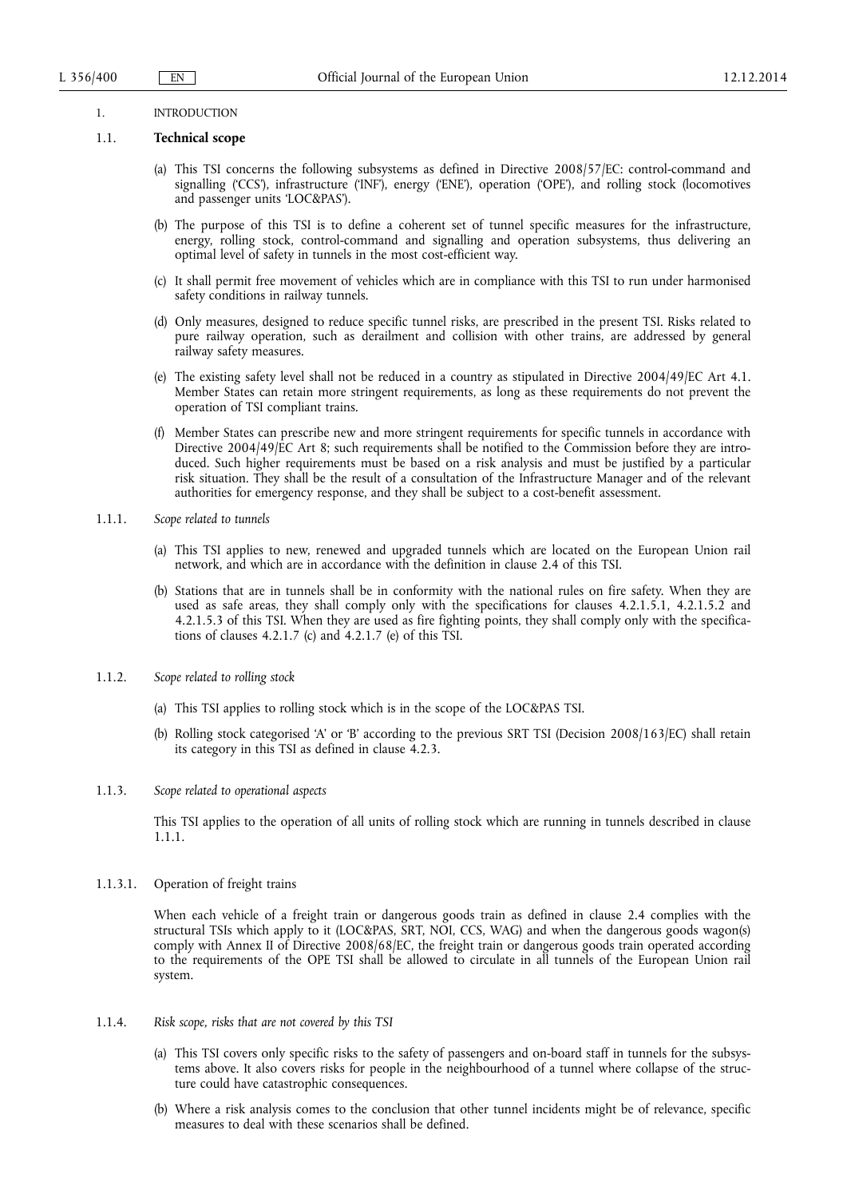# 1. INTRODUCTION

## 1.1. **Technical scope**

(a) This TSI concerns the following subsystems as defined in Directive 2008/57/EC: control-command and signalling ('CCS'), infrastructure ('INF'), energy ('ENE'), operation ('OPE'), and rolling stock (locomotives and passenger units 'LOC&PAS').

(b) The purpose of this TSI is to define a coherent set of tunnel specific measures for the infrastructure, energy, rolling stock, control-command and signalling and operation subsystems, thus delivering an optimal level of safety in tunnels in the most cost-efficient way.

(c) It shall permit free movement of vehicles which are in compliance with this TSI to run under harmonised safety conditions in railway tunnels.

(d) Only measures, designed to reduce specific tunnel risks, are prescribed in the present TSI. Risks related to pure railway operation, such as derailment and collision with other trains, are addressed by general railway safety measures.

(e) The existing safety level shall not be reduced in a country as stipulated in Directive 2004/49/EC Art 4.1. Member States can retain more stringent requirements, as long as these requirements do not prevent the operation of TSI compliant trains.

(f) Member States can prescribe new and more stringent requirements for specific tunnels in accordance with Directive 2004/49/EC Art 8; such requirements shall be notified to the Commission before they are introduced. Such higher requirements must be based on a risk analysis and must be justified by a particular risk situation. They shall be the result of a consultation of the Infrastructure Manager and of the relevant authorities for emergency response, and they shall be subject to a cost-benefit assessment.

### 1.1.1. *Scope related to tunnels*

(a) This TSI applies to new, renewed and upgraded tunnels which are located on the European Union rail network, and which are in accordance with the definition in clause 2.4 of this TSI.

(b) Stations that are in tunnels shall be in conformity with the national rules on fire safety. When they are used as safe areas, they shall comply only with the specifications for clauses 4.2.1.5.1, 4.2.1.5.2 and 4.2.1.5.3 of this TSI. When they are used as fire fighting points, they shall comply only with the specifications of clauses 4.2.1.7 (c) and 4.2.1.7 (e) of this TSI.

### 1.1.2. *Scope related to rolling stock*

(a) This TSI applies to rolling stock which is in the scope of the LOC&PAS TSI.

(b) Rolling stock categorised 'A' or 'B' according to the previous SRT TSI (Decision 2008/163/EC) shall retain its category in this TSI as defined in clause 4.2.3.

### 1.1.3. *Scope related to operational aspects*

This TSI applies to the operation of all units of rolling stock which are running in tunnels described in clause 1.1.1.

#### 1.1.3.1. Operation of freight trains

When each vehicle of a freight train or dangerous goods train as defined in clause 2.4 complies with the structural TSIs which apply to it (LOC&PAS, SRT, NOI, CCS, WAG) and when the dangerous goods wagon(s) comply with Annex II of Directive 2008/68/EC, the freight train or dangerous goods train operated according to the requirements of the OPE TSI shall be allowed to circulate in all tunnels of the European Union rail system.

### 1.1.4. *Risk scope, risks that are not covered by this TSI*

(a) This TSI covers only specific risks to the safety of passengers and on-board staff in tunnels for the subsystems above. It also covers risks for people in the neighbourhood of a tunnel where collapse of the structure could have catastrophic consequences.

(b) Where a risk analysis comes to the conclusion that other tunnel incidents might be of relevance, specific measures to deal with these scenarios shall be defined.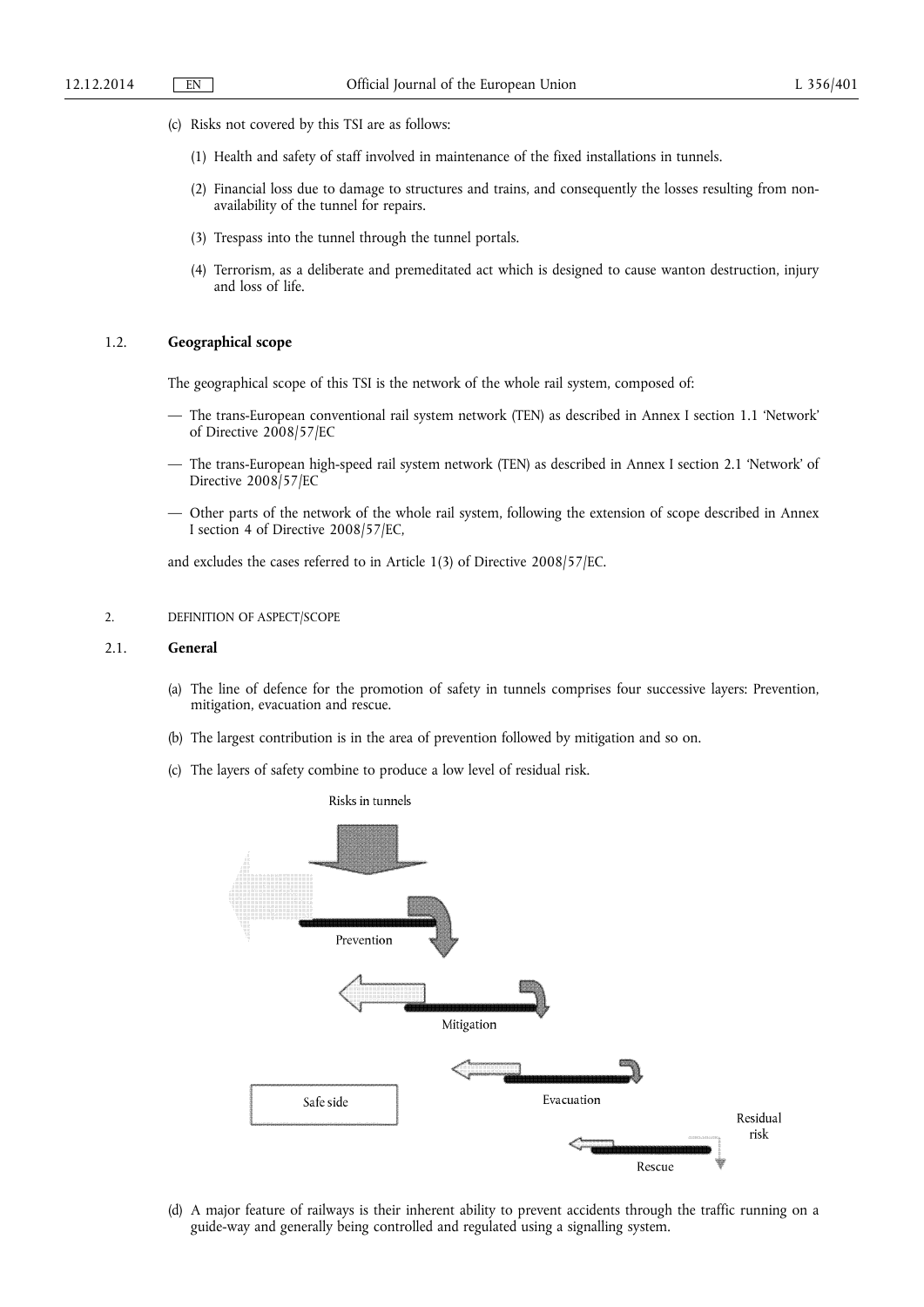(c) Risks not covered by this TSI are as follows:

(1) Health and safety of staff involved in maintenance of the fixed installations in tunnels.

(2) Financial loss due to damage to structures and trains, and consequently the losses resulting from non-availability of the tunnel for repairs.

(3) Trespass into the tunnel through the tunnel portals.

(4) Terrorism, as a deliberate and premeditated act which is designed to cause wanton destruction, injury and loss of life.

### 1.2. Geographical scope

The geographical scope of this TSI is the network of the whole rail system, composed of:

— The trans-European conventional rail system network (TEN) as described in Annex I section 1.1 'Network' of Directive 2008/57/EC

— The trans-European high-speed rail system network (TEN) as described in Annex I section 2.1 'Network' of Directive 2008/57/EC

— Other parts of the network of the whole rail system, following the extension of scope described in Annex I section 4 of Directive 2008/57/EC,

and excludes the cases referred to in Article 1(3) of Directive 2008/57/EC.

## 2. DEFINITION OF ASPECT/SCOPE

### 2.1. General

(a) The line of defence for the promotion of safety in tunnels comprises four successive layers: Prevention, mitigation, evacuation and rescue.

(b) The largest contribution is in the area of prevention followed by mitigation and so on.

(c) The layers of safety combine to produce a low level of residual risk.

Risks in tunnels

Prevention

Mitigation

Safe side

Evacuation

Residual risk

Rescue

(d) A major feature of railways is their inherent ability to prevent accidents through the traffic running on a guide-way and generally being controlled and regulated using a signalling system.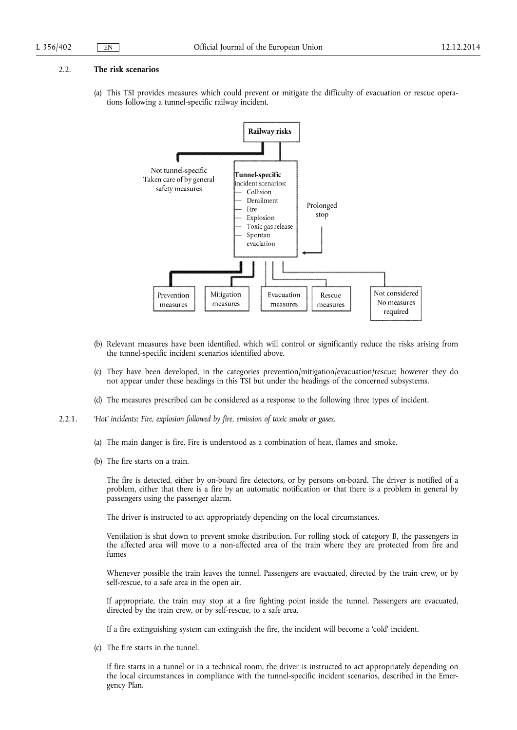## 2.2. The risk scenarios

(a) This TSI provides measures which could prevent or mitigate the difficulty of evacuation or rescue operations following a tunnel-specific railway incident.

Railway risks

Not tunnel-specific
Taken care of by general safety measures

**Tunnel-specific** incident scenarios:
- Collision
- Derailment
- Fire
- Explosion
- Toxic gas release
- Spontan evaciation

Prolonged stop

Prevention measures | Mitigation measures | Evacuation measures | Rescue measures | Not considered No measures required

(b) Relevant measures have been identified, which will control or significantly reduce the risks arising from the tunnel-specific incident scenarios identified above.

(c) They have been developed, in the categories prevention/mitigation/evacuation/rescue; however they do not appear under these headings in this TSI but under the headings of the concerned subsystems.

(d) The measures prescribed can be considered as a response to the following three types of incident.

### 2.2.1. *'Hot' incidents: Fire, explosion followed by fire, emission of toxic smoke or gases.*

(a) The main danger is fire. Fire is understood as a combination of heat, flames and smoke.

(b) The fire starts on a train.

The fire is detected, either by on-board fire detectors, or by persons on-board. The driver is notified of a problem, either that there is a fire by an automatic notification or that there is a problem in general by passengers using the passenger alarm.

The driver is instructed to act appropriately depending on the local circumstances.

Ventilation is shut down to prevent smoke distribution. For rolling stock of category B, the passengers in the affected area will move to a non-affected area of the train where they are protected from fire and fumes

Whenever possible the train leaves the tunnel. Passengers are evacuated, directed by the train crew, or by self-rescue, to a safe area in the open air.

If appropriate, the train may stop at a fire fighting point inside the tunnel. Passengers are evacuated, directed by the train crew, or by self-rescue, to a safe area.

If a fire extinguishing system can extinguish the fire, the incident will become a 'cold' incident.

(c) The fire starts in the tunnel.

If fire starts in a tunnel or in a technical room, the driver is instructed to act appropriately depending on the local circumstances in compliance with the tunnel-specific incident scenarios, described in the Emergency Plan.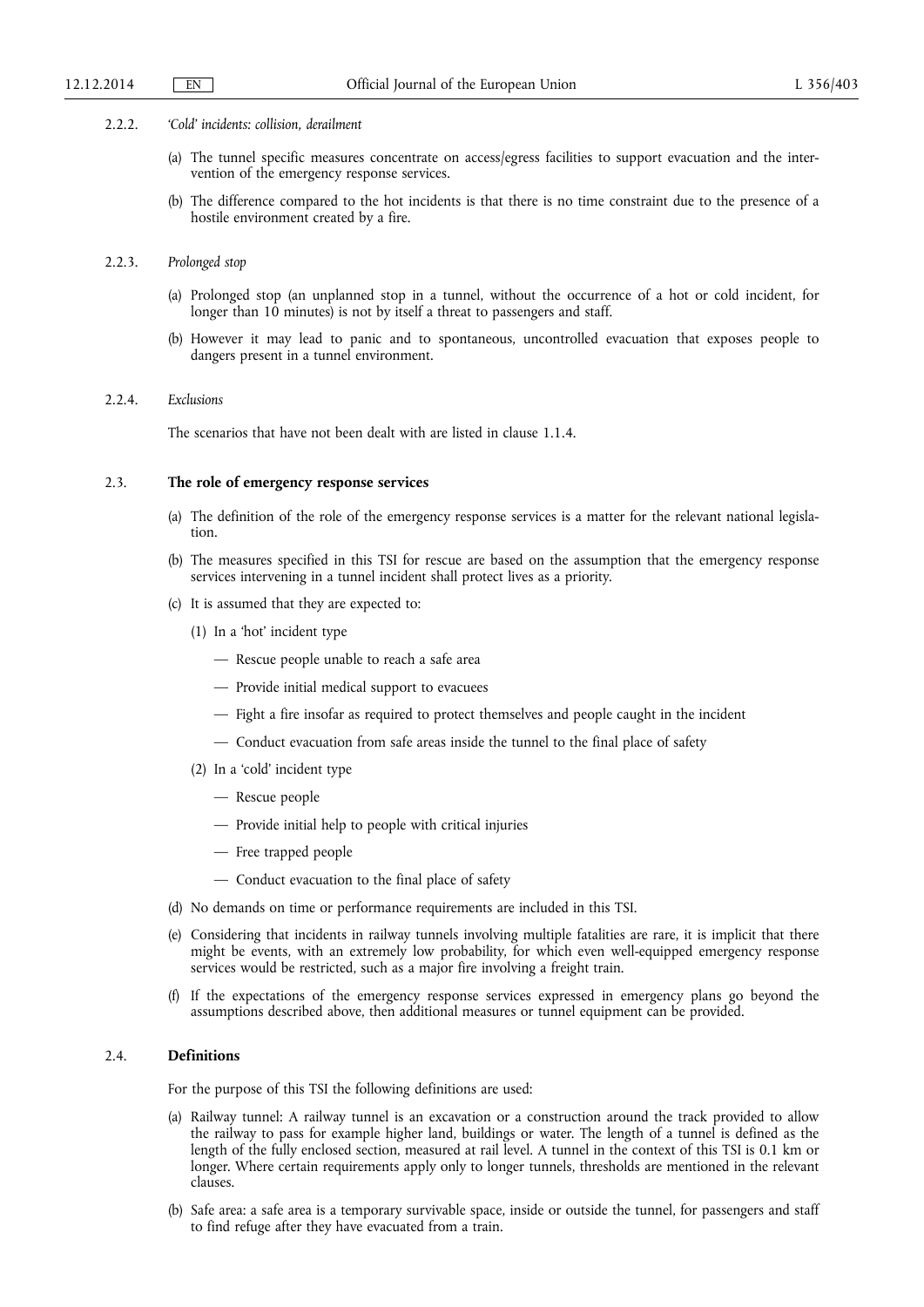#### 2.2.2. *'Cold' incidents: collision, derailment*

(a) The tunnel specific measures concentrate on access/egress facilities to support evacuation and the intervention of the emergency response services.

(b) The difference compared to the hot incidents is that there is no time constraint due to the presence of a hostile environment created by a fire.

#### 2.2.3. *Prolonged stop*

(a) Prolonged stop (an unplanned stop in a tunnel, without the occurrence of a hot or cold incident, for longer than 10 minutes) is not by itself a threat to passengers and staff.

(b) However it may lead to panic and to spontaneous, uncontrolled evacuation that exposes people to dangers present in a tunnel environment.

#### 2.2.4. *Exclusions*

The scenarios that have not been dealt with are listed in clause 1.1.4.

### 2.3. **The role of emergency response services**

(a) The definition of the role of the emergency response services is a matter for the relevant national legislation.

(b) The measures specified in this TSI for rescue are based on the assumption that the emergency response services intervening in a tunnel incident shall protect lives as a priority.

(c) It is assumed that they are expected to:

(1) In a 'hot' incident type

— Rescue people unable to reach a safe area

— Provide initial medical support to evacuees

— Fight a fire insofar as required to protect themselves and people caught in the incident

— Conduct evacuation from safe areas inside the tunnel to the final place of safety

(2) In a 'cold' incident type

— Rescue people

— Provide initial help to people with critical injuries

— Free trapped people

— Conduct evacuation to the final place of safety

(d) No demands on time or performance requirements are included in this TSI.

(e) Considering that incidents in railway tunnels involving multiple fatalities are rare, it is implicit that there might be events, with an extremely low probability, for which even well-equipped emergency response services would be restricted, such as a major fire involving a freight train.

(f) If the expectations of the emergency response services expressed in emergency plans go beyond the assumptions described above, then additional measures or tunnel equipment can be provided.

### 2.4. **Definitions**

For the purpose of this TSI the following definitions are used:

(a) Railway tunnel: A railway tunnel is an excavation or a construction around the track provided to allow the railway to pass for example higher land, buildings or water. The length of a tunnel is defined as the length of the fully enclosed section, measured at rail level. A tunnel in the context of this TSI is 0.1 km or longer. Where certain requirements apply only to longer tunnels, thresholds are mentioned in the relevant clauses.

(b) Safe area: a safe area is a temporary survivable space, inside or outside the tunnel, for passengers and staff to find refuge after they have evacuated from a train.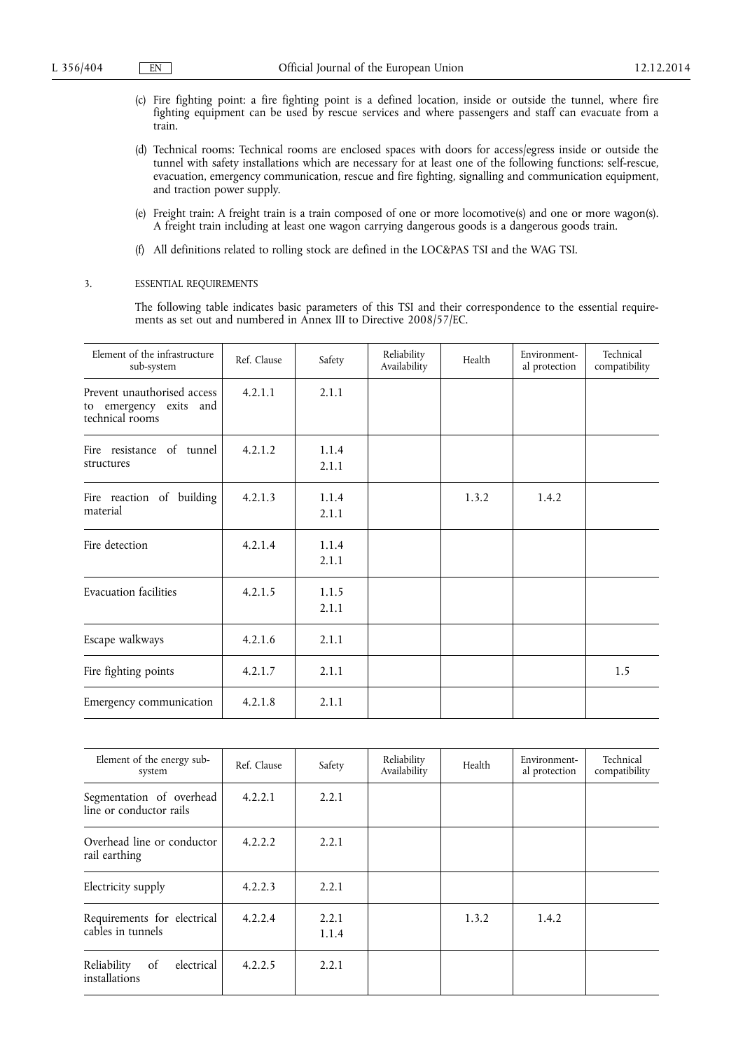(c) Fire fighting point: a fire fighting point is a defined location, inside or outside the tunnel, where fire fighting equipment can be used by rescue services and where passengers and staff can evacuate from a train.

(d) Technical rooms: Technical rooms are enclosed spaces with doors for access/egress inside or outside the tunnel with safety installations which are necessary for at least one of the following functions: self-rescue, evacuation, emergency communication, rescue and fire fighting, signalling and communication equipment, and traction power supply.

(e) Freight train: A freight train is a train composed of one or more locomotive(s) and one or more wagon(s). A freight train including at least one wagon carrying dangerous goods is a dangerous goods train.

(f) All definitions related to rolling stock are defined in the LOC&PAS TSI and the WAG TSI.

## 3. ESSENTIAL REQUIREMENTS

The following table indicates basic parameters of this TSI and their correspondence to the essential requirements as set out and numbered in Annex III to Directive 2008/57/EC.

| Element of the infrastructure sub-system | Ref. Clause | Safety | Reliability Availability | Health | Environmental protection | Technical compatibility |
|---|---|---|---|---|---|---|
| Prevent unauthorised access to emergency exits and technical rooms | 4.2.1.1 | 2.1.1 | | | | |
| Fire resistance of tunnel structures | 4.2.1.2 | 1.1.4<br>2.1.1 | | | | |
| Fire reaction of building material | 4.2.1.3 | 1.1.4<br>2.1.1 | | 1.3.2 | 1.4.2 | |
| Fire detection | 4.2.1.4 | 1.1.4<br>2.1.1 | | | | |
| Evacuation facilities | 4.2.1.5 | 1.1.5<br>2.1.1 | | | | |
| Escape walkways | 4.2.1.6 | 2.1.1 | | | | |
| Fire fighting points | 4.2.1.7 | 2.1.1 | | | | 1.5 |
| Emergency communication | 4.2.1.8 | 2.1.1 | | | | |

| Element of the energy sub-system | Ref. Clause | Safety | Reliability Availability | Health | Environmental protection | Technical compatibility |
|---|---|---|---|---|---|---|
| Segmentation of overhead line or conductor rails | 4.2.2.1 | 2.2.1 | | | | |
| Overhead line or conductor rail earthing | 4.2.2.2 | 2.2.1 | | | | |
| Electricity supply | 4.2.2.3 | 2.2.1 | | | | |
| Requirements for electrical cables in tunnels | 4.2.2.4 | 2.2.1<br>1.1.4 | | 1.3.2 | 1.4.2 | |
| Reliability of electrical installations | 4.2.2.5 | 2.2.1 | | | | |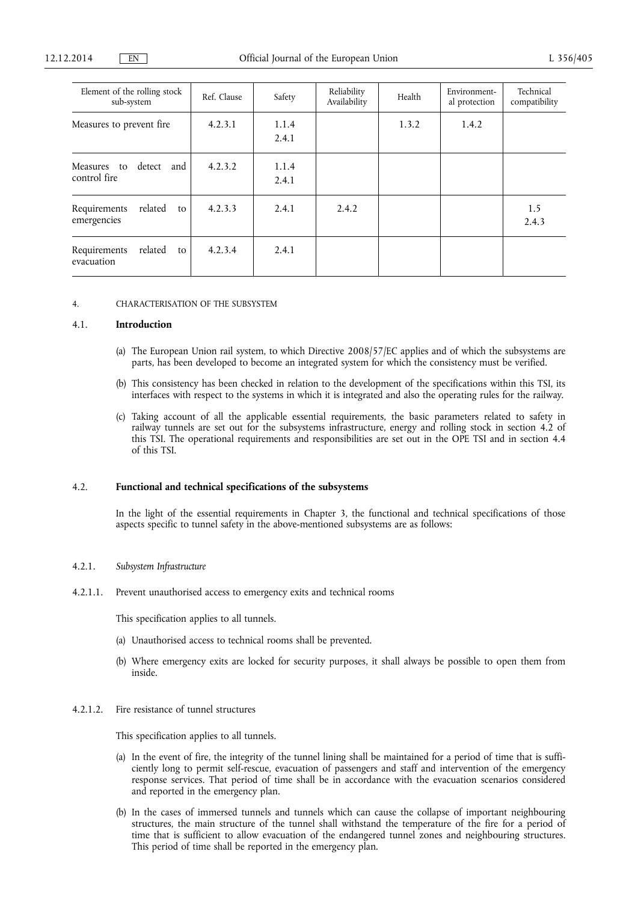| Element of the rolling stock sub-system | Ref. Clause | Safety | Reliability Availability | Health | Environmental protection | Technical compatibility |
|---|---|---|---|---|---|---|
| Measures to prevent fire | 4.2.3.1 | 1.1.4<br>2.4.1 | | 1.3.2 | 1.4.2 | |
| Measures to detect and control fire | 4.2.3.2 | 1.1.4<br>2.4.1 | | | | |
| Requirements related to emergencies | 4.2.3.3 | 2.4.1 | 2.4.2 | | | 1.5<br>2.4.3 |
| Requirements related to evacuation | 4.2.3.4 | 2.4.1 | | | | |

## 4. CHARACTERISATION OF THE SUBSYSTEM

### 4.1. **Introduction**

(a) The European Union rail system, to which Directive 2008/57/EC applies and of which the subsystems are parts, has been developed to become an integrated system for which the consistency must be verified.

(b) This consistency has been checked in relation to the development of the specifications within this TSI, its interfaces with respect to the systems in which it is integrated and also the operating rules for the railway.

(c) Taking account of all the applicable essential requirements, the basic parameters related to safety in railway tunnels are set out for the subsystems infrastructure, energy and rolling stock in section 4.2 of this TSI. The operational requirements and responsibilities are set out in the OPE TSI and in section 4.4 of this TSI.

### 4.2. **Functional and technical specifications of the subsystems**

In the light of the essential requirements in Chapter 3, the functional and technical specifications of those aspects specific to tunnel safety in the above-mentioned subsystems are as follows:

#### 4.2.1. *Subsystem Infrastructure*

##### 4.2.1.1. Prevent unauthorised access to emergency exits and technical rooms

This specification applies to all tunnels.

(a) Unauthorised access to technical rooms shall be prevented.

(b) Where emergency exits are locked for security purposes, it shall always be possible to open them from inside.

##### 4.2.1.2. Fire resistance of tunnel structures

This specification applies to all tunnels.

(a) In the event of fire, the integrity of the tunnel lining shall be maintained for a period of time that is sufficiently long to permit self-rescue, evacuation of passengers and staff and intervention of the emergency response services. That period of time shall be in accordance with the evacuation scenarios considered and reported in the emergency plan.

(b) In the cases of immersed tunnels and tunnels which can cause the collapse of important neighbouring structures, the main structure of the tunnel shall withstand the temperature of the fire for a period of time that is sufficient to allow evacuation of the endangered tunnel zones and neighbouring structures. This period of time shall be reported in the emergency plan.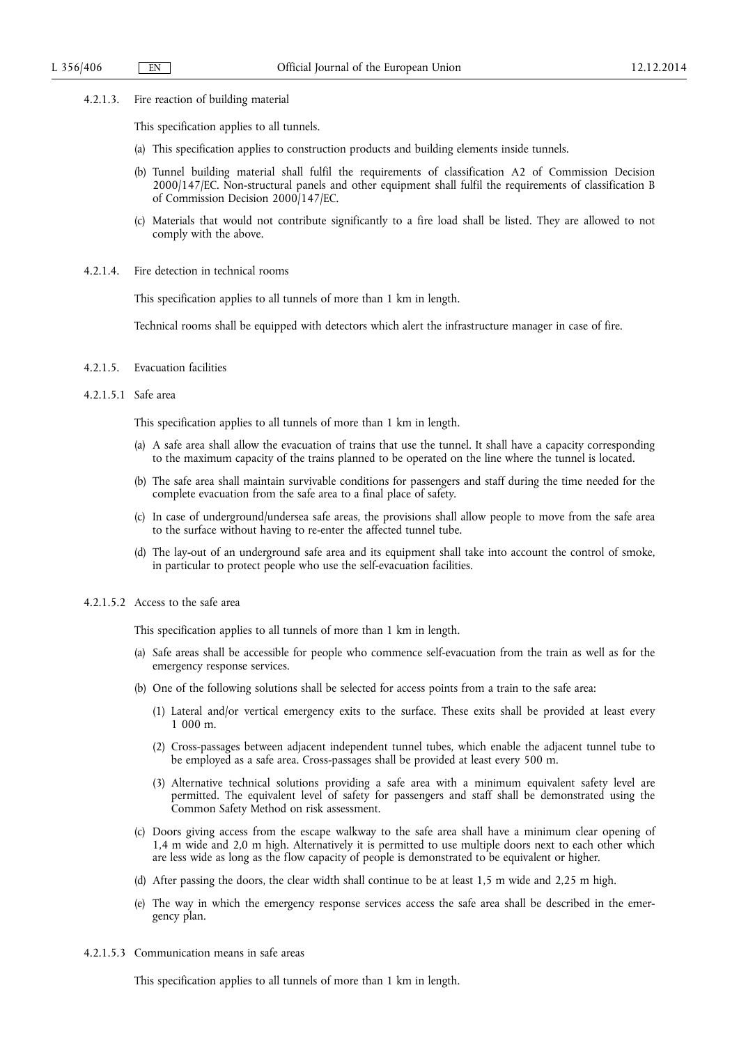#### 4.2.1.3. Fire reaction of building material

This specification applies to all tunnels.

(a) This specification applies to construction products and building elements inside tunnels.

(b) Tunnel building material shall fulfil the requirements of classification A2 of Commission Decision 2000/147/EC. Non-structural panels and other equipment shall fulfil the requirements of classification B of Commission Decision 2000/147/EC.

(c) Materials that would not contribute significantly to a fire load shall be listed. They are allowed to not comply with the above.

#### 4.2.1.4. Fire detection in technical rooms

This specification applies to all tunnels of more than 1 km in length.

Technical rooms shall be equipped with detectors which alert the infrastructure manager in case of fire.

#### 4.2.1.5. Evacuation facilities

##### 4.2.1.5.1 Safe area

This specification applies to all tunnels of more than 1 km in length.

(a) A safe area shall allow the evacuation of trains that use the tunnel. It shall have a capacity corresponding to the maximum capacity of the trains planned to be operated on the line where the tunnel is located.

(b) The safe area shall maintain survivable conditions for passengers and staff during the time needed for the complete evacuation from the safe area to a final place of safety.

(c) In case of underground/undersea safe areas, the provisions shall allow people to move from the safe area to the surface without having to re-enter the affected tunnel tube.

(d) The lay-out of an underground safe area and its equipment shall take into account the control of smoke, in particular to protect people who use the self-evacuation facilities.

##### 4.2.1.5.2 Access to the safe area

This specification applies to all tunnels of more than 1 km in length.

(a) Safe areas shall be accessible for people who commence self-evacuation from the train as well as for the emergency response services.

(b) One of the following solutions shall be selected for access points from a train to the safe area:

(1) Lateral and/or vertical emergency exits to the surface. These exits shall be provided at least every 1 000 m.

(2) Cross-passages between adjacent independent tunnel tubes, which enable the adjacent tunnel tube to be employed as a safe area. Cross-passages shall be provided at least every 500 m.

(3) Alternative technical solutions providing a safe area with a minimum equivalent safety level are permitted. The equivalent level of safety for passengers and staff shall be demonstrated using the Common Safety Method on risk assessment.

(c) Doors giving access from the escape walkway to the safe area shall have a minimum clear opening of 1,4 m wide and 2,0 m high. Alternatively it is permitted to use multiple doors next to each other which are less wide as long as the flow capacity of people is demonstrated to be equivalent or higher.

(d) After passing the doors, the clear width shall continue to be at least 1,5 m wide and 2,25 m high.

(e) The way in which the emergency response services access the safe area shall be described in the emergency plan.

##### 4.2.1.5.3 Communication means in safe areas

This specification applies to all tunnels of more than 1 km in length.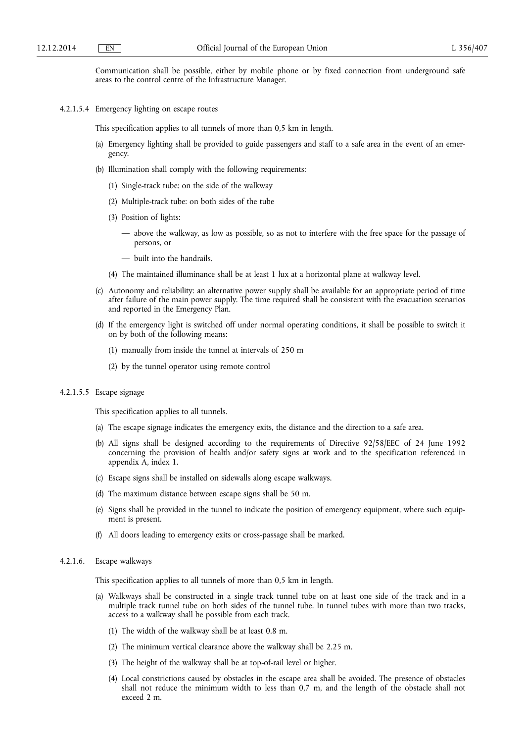Communication shall be possible, either by mobile phone or by fixed connection from underground safe areas to the control centre of the Infrastructure Manager.

#### 4.2.1.5.4 Emergency lighting on escape routes

This specification applies to all tunnels of more than 0,5 km in length.

(a) Emergency lighting shall be provided to guide passengers and staff to a safe area in the event of an emergency.

(b) Illumination shall comply with the following requirements:

(1) Single-track tube: on the side of the walkway

(2) Multiple-track tube: on both sides of the tube

(3) Position of lights:

— above the walkway, as low as possible, so as not to interfere with the free space for the passage of persons, or

— built into the handrails.

(4) The maintained illuminance shall be at least 1 lux at a horizontal plane at walkway level.

(c) Autonomy and reliability: an alternative power supply shall be available for an appropriate period of time after failure of the main power supply. The time required shall be consistent with the evacuation scenarios and reported in the Emergency Plan.

(d) If the emergency light is switched off under normal operating conditions, it shall be possible to switch it on by both of the following means:

(1) manually from inside the tunnel at intervals of 250 m

(2) by the tunnel operator using remote control

#### 4.2.1.5.5 Escape signage

This specification applies to all tunnels.

(a) The escape signage indicates the emergency exits, the distance and the direction to a safe area.

(b) All signs shall be designed according to the requirements of Directive 92/58/EEC of 24 June 1992 concerning the provision of health and/or safety signs at work and to the specification referenced in appendix A, index 1.

(c) Escape signs shall be installed on sidewalls along escape walkways.

(d) The maximum distance between escape signs shall be 50 m.

(e) Signs shall be provided in the tunnel to indicate the position of emergency equipment, where such equipment is present.

(f) All doors leading to emergency exits or cross-passage shall be marked.

#### 4.2.1.6. Escape walkways

This specification applies to all tunnels of more than 0,5 km in length.

(a) Walkways shall be constructed in a single track tunnel tube on at least one side of the track and in a multiple track tunnel tube on both sides of the tunnel tube. In tunnel tubes with more than two tracks, access to a walkway shall be possible from each track.

(1) The width of the walkway shall be at least 0.8 m.

(2) The minimum vertical clearance above the walkway shall be 2.25 m.

(3) The height of the walkway shall be at top-of-rail level or higher.

(4) Local constrictions caused by obstacles in the escape area shall be avoided. The presence of obstacles shall not reduce the minimum width to less than 0,7 m, and the length of the obstacle shall not exceed 2 m.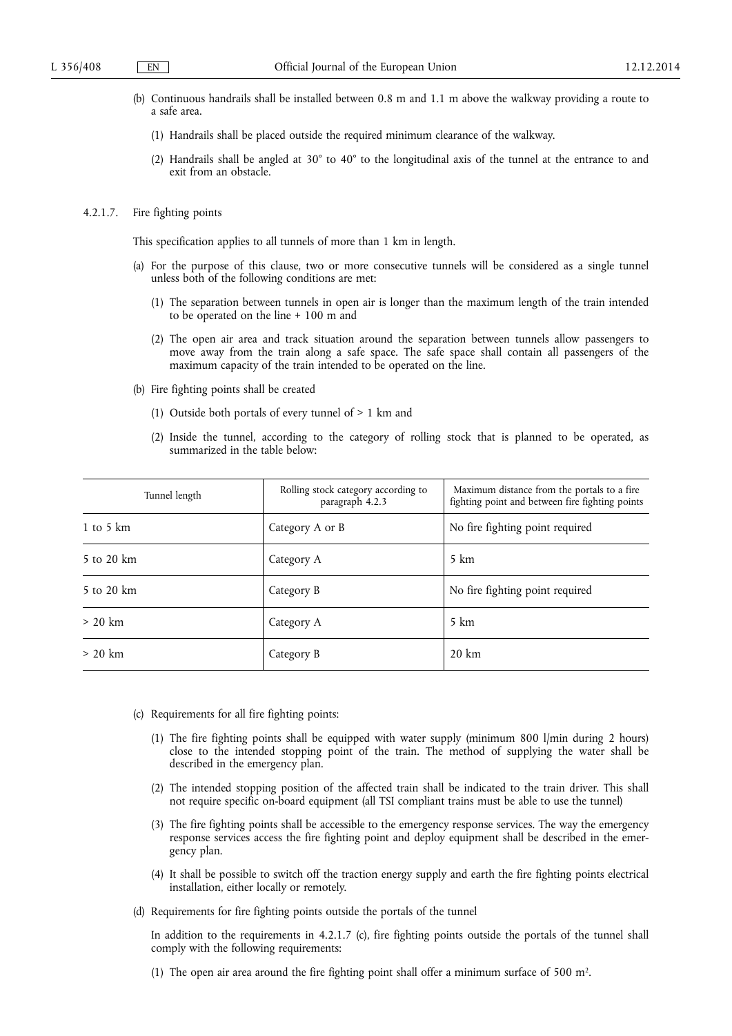(b) Continuous handrails shall be installed between 0.8 m and 1.1 m above the walkway providing a route to a safe area.

(1) Handrails shall be placed outside the required minimum clearance of the walkway.

(2) Handrails shall be angled at 30° to 40° to the longitudinal axis of the tunnel at the entrance to and exit from an obstacle.

### 4.2.1.7. Fire fighting points

This specification applies to all tunnels of more than 1 km in length.

(a) For the purpose of this clause, two or more consecutive tunnels will be considered as a single tunnel unless both of the following conditions are met:

(1) The separation between tunnels in open air is longer than the maximum length of the train intended to be operated on the line + 100 m and

(2) The open air area and track situation around the separation between tunnels allow passengers to move away from the train along a safe space. The safe space shall contain all passengers of the maximum capacity of the train intended to be operated on the line.

(b) Fire fighting points shall be created

(1) Outside both portals of every tunnel of > 1 km and

(2) Inside the tunnel, according to the category of rolling stock that is planned to be operated, as summarized in the table below:

| Tunnel length | Rolling stock category according to paragraph 4.2.3 | Maximum distance from the portals to a fire fighting point and between fire fighting points |
|---|---|---|
| 1 to 5 km | Category A or B | No fire fighting point required |
| 5 to 20 km | Category A | 5 km |
| 5 to 20 km | Category B | No fire fighting point required |
| > 20 km | Category A | 5 km |
| > 20 km | Category B | 20 km |

(c) Requirements for all fire fighting points:

(1) The fire fighting points shall be equipped with water supply (minimum 800 l/min during 2 hours) close to the intended stopping point of the train. The method of supplying the water shall be described in the emergency plan.

(2) The intended stopping position of the affected train shall be indicated to the train driver. This shall not require specific on-board equipment (all TSI compliant trains must be able to use the tunnel)

(3) The fire fighting points shall be accessible to the emergency response services. The way the emergency response services access the fire fighting point and deploy equipment shall be described in the emergency plan.

(4) It shall be possible to switch off the traction energy supply and earth the fire fighting points electrical installation, either locally or remotely.

(d) Requirements for fire fighting points outside the portals of the tunnel

In addition to the requirements in 4.2.1.7 (c), fire fighting points outside the portals of the tunnel shall comply with the following requirements:

(1) The open air area around the fire fighting point shall offer a minimum surface of 500 $m^2$.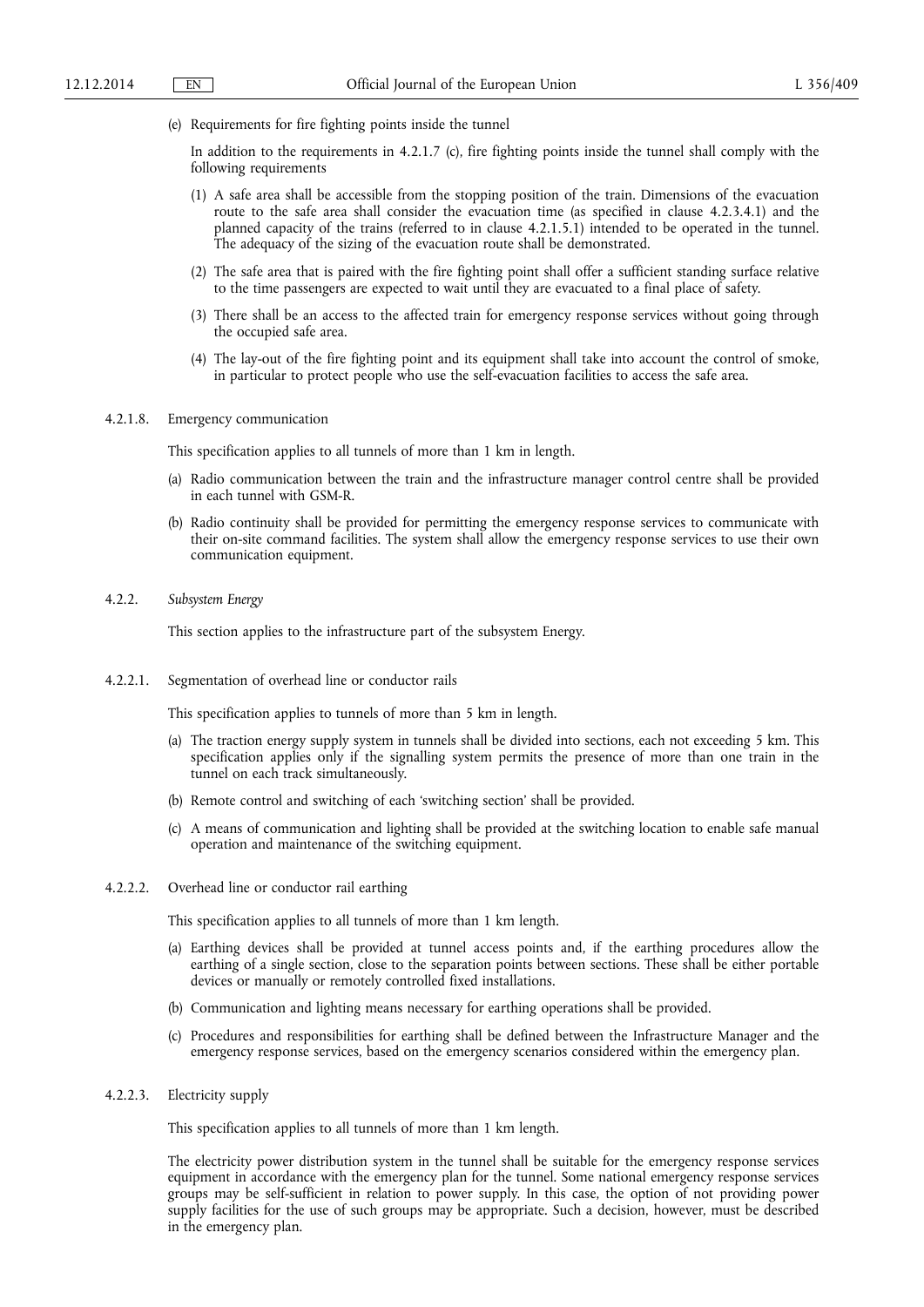(e) Requirements for fire fighting points inside the tunnel

In addition to the requirements in 4.2.1.7 (c), fire fighting points inside the tunnel shall comply with the following requirements

(1) A safe area shall be accessible from the stopping position of the train. Dimensions of the evacuation route to the safe area shall consider the evacuation time (as specified in clause 4.2.3.4.1) and the planned capacity of the trains (referred to in clause 4.2.1.5.1) intended to be operated in the tunnel. The adequacy of the sizing of the evacuation route shall be demonstrated.

(2) The safe area that is paired with the fire fighting point shall offer a sufficient standing surface relative to the time passengers are expected to wait until they are evacuated to a final place of safety.

(3) There shall be an access to the affected train for emergency response services without going through the occupied safe area.

(4) The lay-out of the fire fighting point and its equipment shall take into account the control of smoke, in particular to protect people who use the self-evacuation facilities to access the safe area.

4.2.1.8. Emergency communication

This specification applies to all tunnels of more than 1 km in length.

(a) Radio communication between the train and the infrastructure manager control centre shall be provided in each tunnel with GSM-R.

(b) Radio continuity shall be provided for permitting the emergency response services to communicate with their on-site command facilities. The system shall allow the emergency response services to use their own communication equipment.

4.2.2. *Subsystem Energy*

This section applies to the infrastructure part of the subsystem Energy.

4.2.2.1. Segmentation of overhead line or conductor rails

This specification applies to tunnels of more than 5 km in length.

(a) The traction energy supply system in tunnels shall be divided into sections, each not exceeding 5 km. This specification applies only if the signalling system permits the presence of more than one train in the tunnel on each track simultaneously.

(b) Remote control and switching of each 'switching section' shall be provided.

(c) A means of communication and lighting shall be provided at the switching location to enable safe manual operation and maintenance of the switching equipment.

4.2.2.2. Overhead line or conductor rail earthing

This specification applies to all tunnels of more than 1 km length.

(a) Earthing devices shall be provided at tunnel access points and, if the earthing procedures allow the earthing of a single section, close to the separation points between sections. These shall be either portable devices or manually or remotely controlled fixed installations.

(b) Communication and lighting means necessary for earthing operations shall be provided.

(c) Procedures and responsibilities for earthing shall be defined between the Infrastructure Manager and the emergency response services, based on the emergency scenarios considered within the emergency plan.

4.2.2.3. Electricity supply

This specification applies to all tunnels of more than 1 km length.

The electricity power distribution system in the tunnel shall be suitable for the emergency response services equipment in accordance with the emergency plan for the tunnel. Some national emergency response services groups may be self-sufficient in relation to power supply. In this case, the option of not providing power supply facilities for the use of such groups may be appropriate. Such a decision, however, must be described in the emergency plan.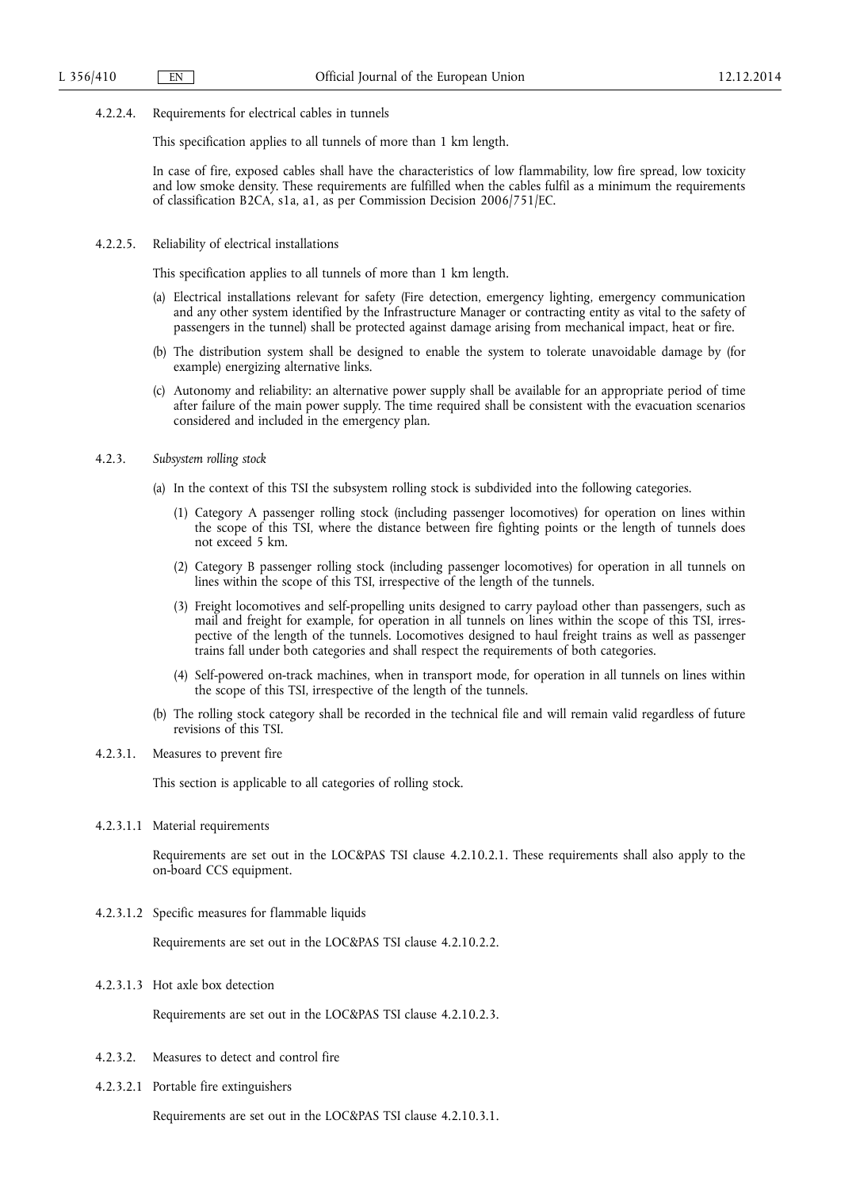4.2.2.4. Requirements for electrical cables in tunnels

This specification applies to all tunnels of more than 1 km length.

In case of fire, exposed cables shall have the characteristics of low flammability, low fire spread, low toxicity and low smoke density. These requirements are fulfilled when the cables fulfil as a minimum the requirements of classification B2CA, s1a, a1, as per Commission Decision 2006/751/EC.

4.2.2.5. Reliability of electrical installations

This specification applies to all tunnels of more than 1 km length.

(a) Electrical installations relevant for safety (Fire detection, emergency lighting, emergency communication and any other system identified by the Infrastructure Manager or contracting entity as vital to the safety of passengers in the tunnel) shall be protected against damage arising from mechanical impact, heat or fire.

(b) The distribution system shall be designed to enable the system to tolerate unavoidable damage by (for example) energizing alternative links.

(c) Autonomy and reliability: an alternative power supply shall be available for an appropriate period of time after failure of the main power supply. The time required shall be consistent with the evacuation scenarios considered and included in the emergency plan.

4.2.3. *Subsystem rolling stock*

(a) In the context of this TSI the subsystem rolling stock is subdivided into the following categories.

(1) Category A passenger rolling stock (including passenger locomotives) for operation on lines within the scope of this TSI, where the distance between fire fighting points or the length of tunnels does not exceed 5 km.

(2) Category B passenger rolling stock (including passenger locomotives) for operation in all tunnels on lines within the scope of this TSI, irrespective of the length of the tunnels.

(3) Freight locomotives and self-propelling units designed to carry payload other than passengers, such as mail and freight for example, for operation in all tunnels on lines within the scope of this TSI, irrespective of the length of the tunnels. Locomotives designed to haul freight trains as well as passenger trains fall under both categories and shall respect the requirements of both categories.

(4) Self-powered on-track machines, when in transport mode, for operation in all tunnels on lines within the scope of this TSI, irrespective of the length of the tunnels.

(b) The rolling stock category shall be recorded in the technical file and will remain valid regardless of future revisions of this TSI.

4.2.3.1. Measures to prevent fire

This section is applicable to all categories of rolling stock.

4.2.3.1.1 Material requirements

Requirements are set out in the LOC&PAS TSI clause 4.2.10.2.1. These requirements shall also apply to the on-board CCS equipment.

4.2.3.1.2 Specific measures for flammable liquids

Requirements are set out in the LOC&PAS TSI clause 4.2.10.2.2.

4.2.3.1.3 Hot axle box detection

Requirements are set out in the LOC&PAS TSI clause 4.2.10.2.3.

4.2.3.2. Measures to detect and control fire

4.2.3.2.1 Portable fire extinguishers

Requirements are set out in the LOC&PAS TSI clause 4.2.10.3.1.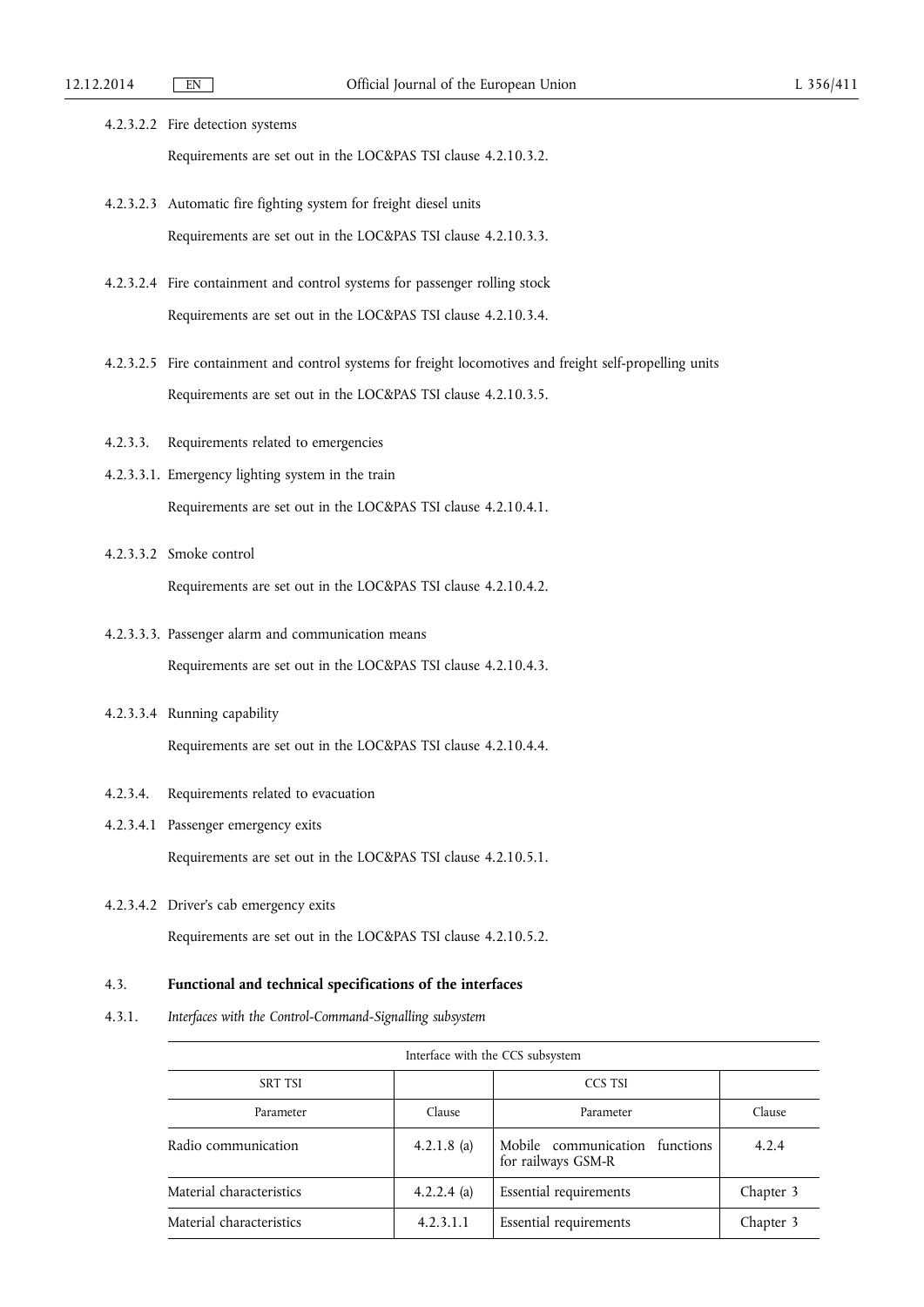4.2.3.2.2 Fire detection systems

Requirements are set out in the LOC&PAS TSI clause 4.2.10.3.2.

4.2.3.2.3 Automatic fire fighting system for freight diesel units

Requirements are set out in the LOC&PAS TSI clause 4.2.10.3.3.

4.2.3.2.4 Fire containment and control systems for passenger rolling stock

Requirements are set out in the LOC&PAS TSI clause 4.2.10.3.4.

4.2.3.2.5 Fire containment and control systems for freight locomotives and freight self-propelling units

Requirements are set out in the LOC&PAS TSI clause 4.2.10.3.5.

4.2.3.3. Requirements related to emergencies

4.2.3.3.1. Emergency lighting system in the train

Requirements are set out in the LOC&PAS TSI clause 4.2.10.4.1.

4.2.3.3.2 Smoke control

Requirements are set out in the LOC&PAS TSI clause 4.2.10.4.2.

4.2.3.3.3. Passenger alarm and communication means

Requirements are set out in the LOC&PAS TSI clause 4.2.10.4.3.

4.2.3.3.4 Running capability

Requirements are set out in the LOC&PAS TSI clause 4.2.10.4.4.

4.2.3.4. Requirements related to evacuation

4.2.3.4.1 Passenger emergency exits

Requirements are set out in the LOC&PAS TSI clause 4.2.10.5.1.

4.2.3.4.2 Driver's cab emergency exits

Requirements are set out in the LOC&PAS TSI clause 4.2.10.5.2.

## 4.3. **Functional and technical specifications of the interfaces**

### 4.3.1. *Interfaces with the Control-Command-Signalling subsystem*

| Interface with the CCS subsystem | | | |
|---|---|---|---|
| SRT TSI | | CCS TSI | |
| Parameter | Clause | Parameter | Clause |
| Radio communication | 4.2.1.8 (a) | Mobile communication functions for railways GSM-R | 4.2.4 |
| Material characteristics | 4.2.2.4 (a) | Essential requirements | Chapter 3 |
| Material characteristics | 4.2.3.1.1 | Essential requirements | Chapter 3 |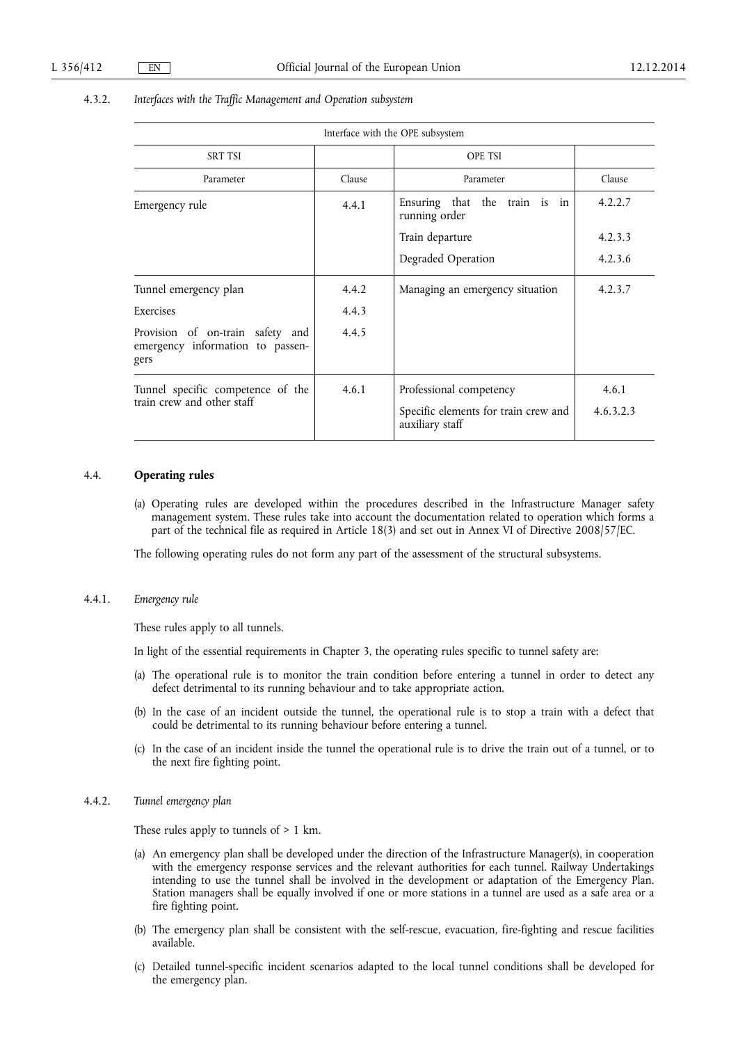#### 4.3.2. *Interfaces with the Traffic Management and Operation subsystem*

| Interface with the OPE subsystem | | | |
|---|---|---|---|
| SRT TSI | | OPE TSI | |
| Parameter | Clause | Parameter | Clause |
| Emergency rule | 4.4.1 | Ensuring that the train is in running order | 4.2.2.7 |
| | | Train departure | 4.2.3.3 |
| | | Degraded Operation | 4.2.3.6 |
| Tunnel emergency plan | 4.4.2 | Managing an emergency situation | 4.2.3.7 |
| Exercises | 4.4.3 | | |
| Provision of on-train safety and emergency information to passengers | 4.4.5 | | |
| Tunnel specific competence of the train crew and other staff | 4.6.1 | Professional competency | 4.6.1 |
| | | Specific elements for train crew and auxiliary staff | 4.6.3.2.3 |

### 4.4. **Operating rules**

(a) Operating rules are developed within the procedures described in the Infrastructure Manager safety management system. These rules take into account the documentation related to operation which forms a part of the technical file as required in Article 18(3) and set out in Annex VI of Directive 2008/57/EC.

The following operating rules do not form any part of the assessment of the structural subsystems.

#### 4.4.1. *Emergency rule*

These rules apply to all tunnels.

In light of the essential requirements in Chapter 3, the operating rules specific to tunnel safety are:

(a) The operational rule is to monitor the train condition before entering a tunnel in order to detect any defect detrimental to its running behaviour and to take appropriate action.

(b) In the case of an incident outside the tunnel, the operational rule is to stop a train with a defect that could be detrimental to its running behaviour before entering a tunnel.

(c) In the case of an incident inside the tunnel the operational rule is to drive the train out of a tunnel, or to the next fire fighting point.

#### 4.4.2. *Tunnel emergency plan*

These rules apply to tunnels of > 1 km.

(a) An emergency plan shall be developed under the direction of the Infrastructure Manager(s), in cooperation with the emergency response services and the relevant authorities for each tunnel. Railway Undertakings intending to use the tunnel shall be involved in the development or adaptation of the Emergency Plan. Station managers shall be equally involved if one or more stations in a tunnel are used as a safe area or a fire fighting point.

(b) The emergency plan shall be consistent with the self-rescue, evacuation, fire-fighting and rescue facilities available.

(c) Detailed tunnel-specific incident scenarios adapted to the local tunnel conditions shall be developed for the emergency plan.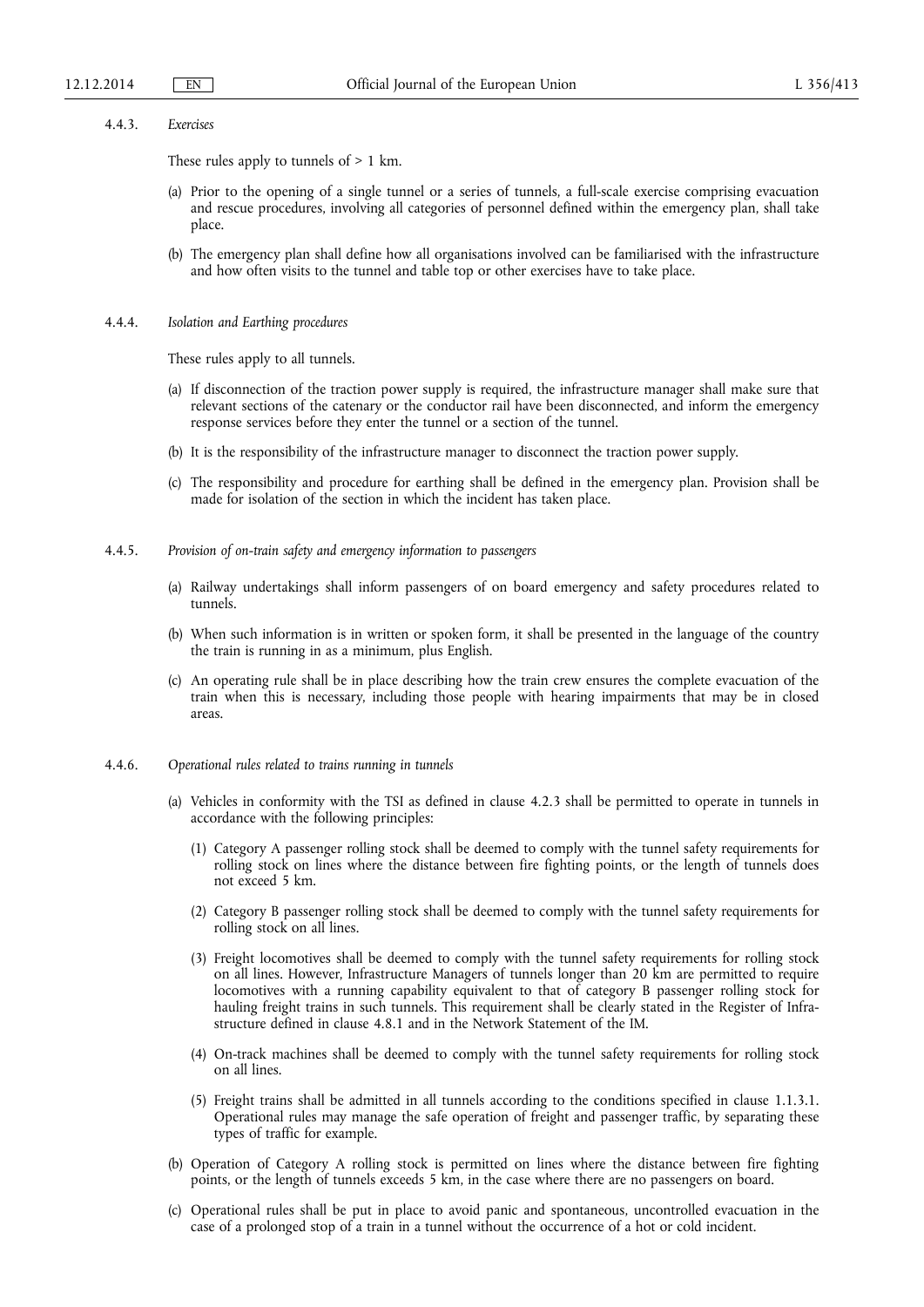#### 4.4.3. *Exercises*

These rules apply to tunnels of > 1 km.

(a) Prior to the opening of a single tunnel or a series of tunnels, a full-scale exercise comprising evacuation and rescue procedures, involving all categories of personnel defined within the emergency plan, shall take place.

(b) The emergency plan shall define how all organisations involved can be familiarised with the infrastructure and how often visits to the tunnel and table top or other exercises have to take place.

#### 4.4.4. *Isolation and Earthing procedures*

These rules apply to all tunnels.

(a) If disconnection of the traction power supply is required, the infrastructure manager shall make sure that relevant sections of the catenary or the conductor rail have been disconnected, and inform the emergency response services before they enter the tunnel or a section of the tunnel.

(b) It is the responsibility of the infrastructure manager to disconnect the traction power supply.

(c) The responsibility and procedure for earthing shall be defined in the emergency plan. Provision shall be made for isolation of the section in which the incident has taken place.

#### 4.4.5. *Provision of on-train safety and emergency information to passengers*

(a) Railway undertakings shall inform passengers of on board emergency and safety procedures related to tunnels.

(b) When such information is in written or spoken form, it shall be presented in the language of the country the train is running in as a minimum, plus English.

(c) An operating rule shall be in place describing how the train crew ensures the complete evacuation of the train when this is necessary, including those people with hearing impairments that may be in closed areas.

#### 4.4.6. *Operational rules related to trains running in tunnels*

(a) Vehicles in conformity with the TSI as defined in clause 4.2.3 shall be permitted to operate in tunnels in accordance with the following principles:

   (1) Category A passenger rolling stock shall be deemed to comply with the tunnel safety requirements for rolling stock on lines where the distance between fire fighting points, or the length of tunnels does not exceed 5 km.

   (2) Category B passenger rolling stock shall be deemed to comply with the tunnel safety requirements for rolling stock on all lines.

   (3) Freight locomotives shall be deemed to comply with the tunnel safety requirements for rolling stock on all lines. However, Infrastructure Managers of tunnels longer than 20 km are permitted to require locomotives with a running capability equivalent to that of category B passenger rolling stock for hauling freight trains in such tunnels. This requirement shall be clearly stated in the Register of Infrastructure defined in clause 4.8.1 and in the Network Statement of the IM.

   (4) On-track machines shall be deemed to comply with the tunnel safety requirements for rolling stock on all lines.

   (5) Freight trains shall be admitted in all tunnels according to the conditions specified in clause 1.1.3.1. Operational rules may manage the safe operation of freight and passenger traffic, by separating these types of traffic for example.

(b) Operation of Category A rolling stock is permitted on lines where the distance between fire fighting points, or the length of tunnels exceeds 5 km, in the case where there are no passengers on board.

(c) Operational rules shall be put in place to avoid panic and spontaneous, uncontrolled evacuation in the case of a prolonged stop of a train in a tunnel without the occurrence of a hot or cold incident.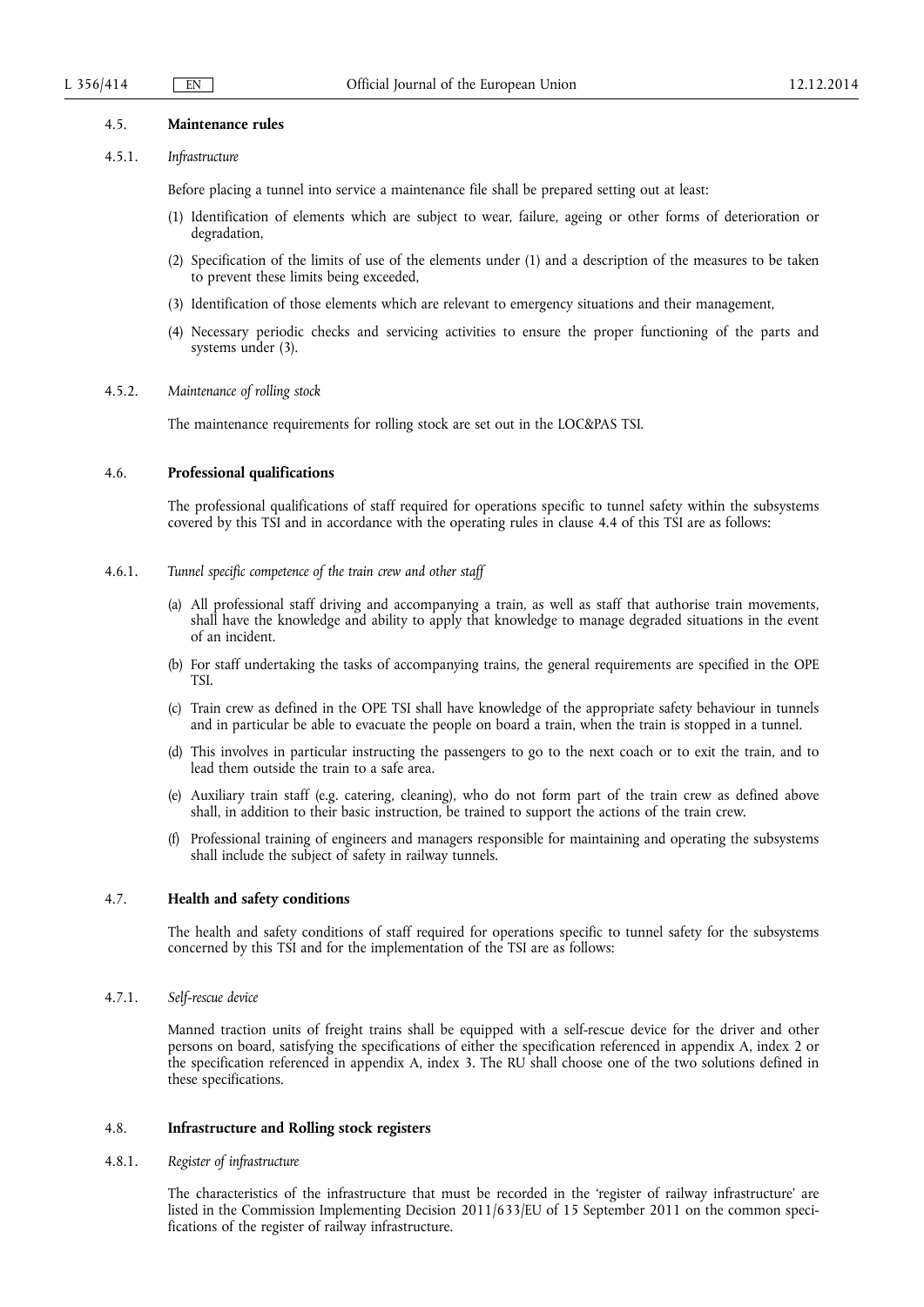## 4.5. **Maintenance rules**

### 4.5.1. *Infrastructure*

Before placing a tunnel into service a maintenance file shall be prepared setting out at least:

(1) Identification of elements which are subject to wear, failure, ageing or other forms of deterioration or degradation,

(2) Specification of the limits of use of the elements under (1) and a description of the measures to be taken to prevent these limits being exceeded,

(3) Identification of those elements which are relevant to emergency situations and their management,

(4) Necessary periodic checks and servicing activities to ensure the proper functioning of the parts and systems under (3).

### 4.5.2. *Maintenance of rolling stock*

The maintenance requirements for rolling stock are set out in the LOC&PAS TSI.

## 4.6. **Professional qualifications**

The professional qualifications of staff required for operations specific to tunnel safety within the subsystems covered by this TSI and in accordance with the operating rules in clause 4.4 of this TSI are as follows:

### 4.6.1. *Tunnel specific competence of the train crew and other staff*

(a) All professional staff driving and accompanying a train, as well as staff that authorise train movements, shall have the knowledge and ability to apply that knowledge to manage degraded situations in the event of an incident.

(b) For staff undertaking the tasks of accompanying trains, the general requirements are specified in the OPE TSI.

(c) Train crew as defined in the OPE TSI shall have knowledge of the appropriate safety behaviour in tunnels and in particular be able to evacuate the people on board a train, when the train is stopped in a tunnel.

(d) This involves in particular instructing the passengers to go to the next coach or to exit the train, and to lead them outside the train to a safe area.

(e) Auxiliary train staff (e.g. catering, cleaning), who do not form part of the train crew as defined above shall, in addition to their basic instruction, be trained to support the actions of the train crew.

(f) Professional training of engineers and managers responsible for maintaining and operating the subsystems shall include the subject of safety in railway tunnels.

## 4.7. **Health and safety conditions**

The health and safety conditions of staff required for operations specific to tunnel safety for the subsystems concerned by this TSI and for the implementation of the TSI are as follows:

### 4.7.1. *Self-rescue device*

Manned traction units of freight trains shall be equipped with a self-rescue device for the driver and other persons on board, satisfying the specifications of either the specification referenced in appendix A, index 2 or the specification referenced in appendix A, index 3. The RU shall choose one of the two solutions defined in these specifications.

## 4.8. **Infrastructure and Rolling stock registers**

### 4.8.1. *Register of infrastructure*

The characteristics of the infrastructure that must be recorded in the 'register of railway infrastructure' are listed in the Commission Implementing Decision 2011/633/EU of 15 September 2011 on the common specifications of the register of railway infrastructure.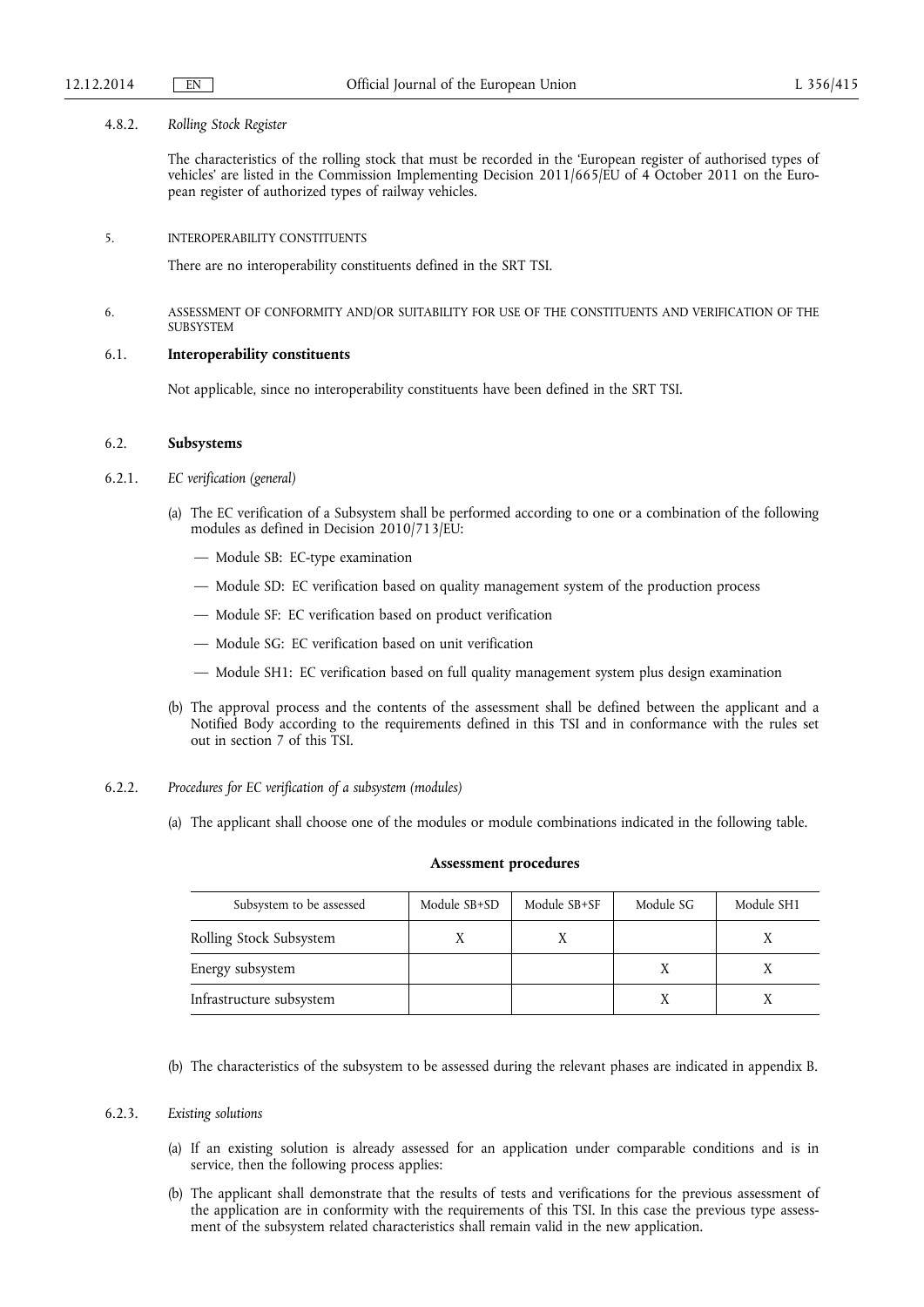#### 4.8.2. *Rolling Stock Register*

The characteristics of the rolling stock that must be recorded in the 'European register of authorised types of vehicles' are listed in the Commission Implementing Decision 2011/665/EU of 4 October 2011 on the European register of authorized types of railway vehicles.

## 5. INTEROPERABILITY CONSTITUENTS

There are no interoperability constituents defined in the SRT TSI.

## 6. ASSESSMENT OF CONFORMITY AND/OR SUITABILITY FOR USE OF THE CONSTITUENTS AND VERIFICATION OF THE SUBSYSTEM

### 6.1. **Interoperability constituents**

Not applicable, since no interoperability constituents have been defined in the SRT TSI.

### 6.2. **Subsystems**

#### 6.2.1. *EC verification (general)*

(a) The EC verification of a Subsystem shall be performed according to one or a combination of the following modules as defined in Decision 2010/713/EU:

- Module SB: EC-type examination
- Module SD: EC verification based on quality management system of the production process
- Module SF: EC verification based on product verification
- Module SG: EC verification based on unit verification
- Module SH1: EC verification based on full quality management system plus design examination

(b) The approval process and the contents of the assessment shall be defined between the applicant and a Notified Body according to the requirements defined in this TSI and in conformance with the rules set out in section 7 of this TSI.

#### 6.2.2. *Procedures for EC verification of a subsystem (modules)*

(a) The applicant shall choose one of the modules or module combinations indicated in the following table.

**Assessment procedures**

| Subsystem to be assessed | Module SB+SD | Module SB+SF | Module SG | Module SH1 |
|---|---|---|---|---|
| Rolling Stock Subsystem | X | X | | X |
| Energy subsystem | | | X | X |
| Infrastructure subsystem | | | X | X |

(b) The characteristics of the subsystem to be assessed during the relevant phases are indicated in appendix B.

#### 6.2.3. *Existing solutions*

(a) If an existing solution is already assessed for an application under comparable conditions and is in service, then the following process applies:

(b) The applicant shall demonstrate that the results of tests and verifications for the previous assessment of the application are in conformity with the requirements of this TSI. In this case the previous type assessment of the subsystem related characteristics shall remain valid in the new application.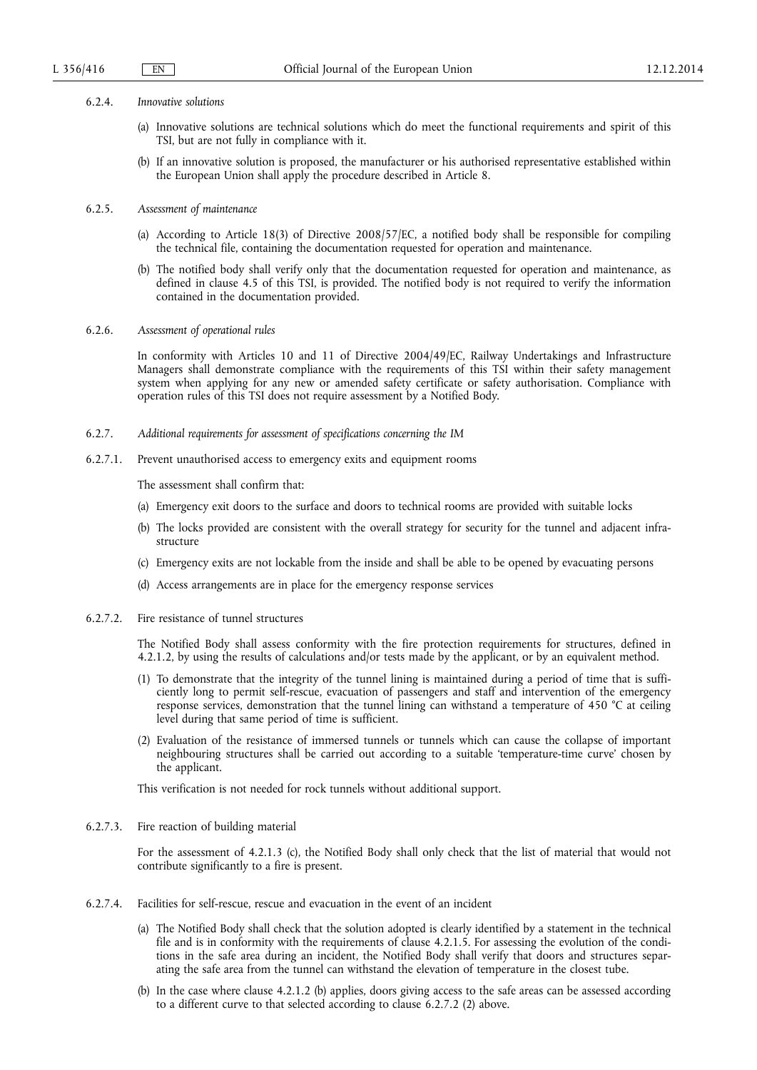#### 6.2.4. *Innovative solutions*

(a) Innovative solutions are technical solutions which do meet the functional requirements and spirit of this TSI, but are not fully in compliance with it.

(b) If an innovative solution is proposed, the manufacturer or his authorised representative established within the European Union shall apply the procedure described in Article 8.

#### 6.2.5. *Assessment of maintenance*

(a) According to Article 18(3) of Directive 2008/57/EC, a notified body shall be responsible for compiling the technical file, containing the documentation requested for operation and maintenance.

(b) The notified body shall verify only that the documentation requested for operation and maintenance, as defined in clause 4.5 of this TSI, is provided. The notified body is not required to verify the information contained in the documentation provided.

#### 6.2.6. *Assessment of operational rules*

In conformity with Articles 10 and 11 of Directive 2004/49/EC, Railway Undertakings and Infrastructure Managers shall demonstrate compliance with the requirements of this TSI within their safety management system when applying for any new or amended safety certificate or safety authorisation. Compliance with operation rules of this TSI does not require assessment by a Notified Body.

#### 6.2.7. *Additional requirements for assessment of specifications concerning the IM*

##### 6.2.7.1. Prevent unauthorised access to emergency exits and equipment rooms

The assessment shall confirm that:

(a) Emergency exit doors to the surface and doors to technical rooms are provided with suitable locks

(b) The locks provided are consistent with the overall strategy for security for the tunnel and adjacent infrastructure

(c) Emergency exits are not lockable from the inside and shall be able to be opened by evacuating persons

(d) Access arrangements are in place for the emergency response services

##### 6.2.7.2. Fire resistance of tunnel structures

The Notified Body shall assess conformity with the fire protection requirements for structures, defined in 4.2.1.2, by using the results of calculations and/or tests made by the applicant, or by an equivalent method.

(1) To demonstrate that the integrity of the tunnel lining is maintained during a period of time that is sufficiently long to permit self-rescue, evacuation of passengers and staff and intervention of the emergency response services, demonstration that the tunnel lining can withstand a temperature of 450 °C at ceiling level during that same period of time is sufficient.

(2) Evaluation of the resistance of immersed tunnels or tunnels which can cause the collapse of important neighbouring structures shall be carried out according to a suitable 'temperature-time curve' chosen by the applicant.

This verification is not needed for rock tunnels without additional support.

##### 6.2.7.3. Fire reaction of building material

For the assessment of 4.2.1.3 (c), the Notified Body shall only check that the list of material that would not contribute significantly to a fire is present.

##### 6.2.7.4. Facilities for self-rescue, rescue and evacuation in the event of an incident

(a) The Notified Body shall check that the solution adopted is clearly identified by a statement in the technical file and is in conformity with the requirements of clause 4.2.1.5. For assessing the evolution of the conditions in the safe area during an incident, the Notified Body shall verify that doors and structures separating the safe area from the tunnel can withstand the elevation of temperature in the closest tube.

(b) In the case where clause 4.2.1.2 (b) applies, doors giving access to the safe areas can be assessed according to a different curve to that selected according to clause 6.2.7.2 (2) above.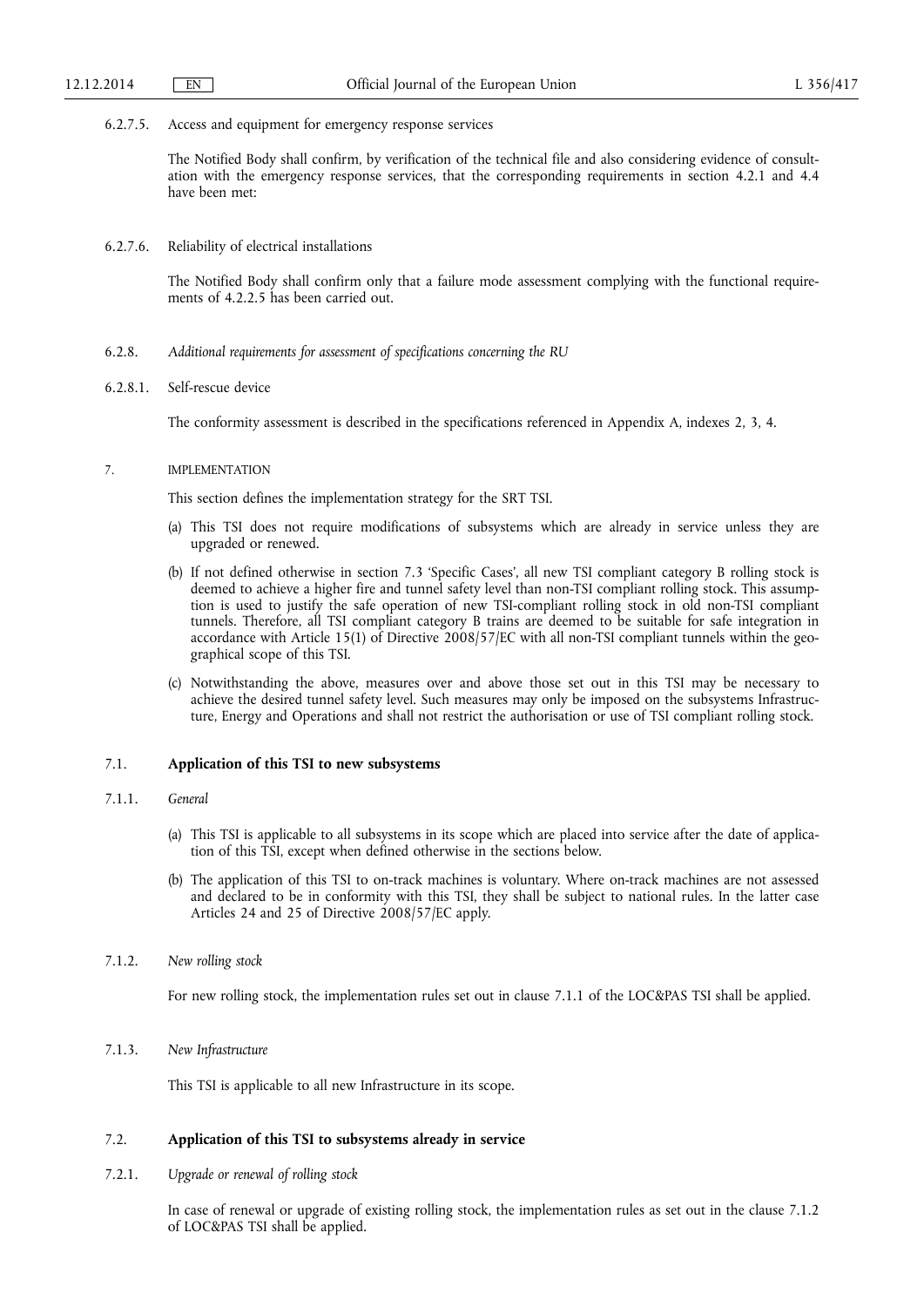6.2.7.5. Access and equipment for emergency response services

The Notified Body shall confirm, by verification of the technical file and also considering evidence of consultation with the emergency response services, that the corresponding requirements in section 4.2.1 and 4.4 have been met:

6.2.7.6. Reliability of electrical installations

The Notified Body shall confirm only that a failure mode assessment complying with the functional requirements of 4.2.2.5 has been carried out.

6.2.8. *Additional requirements for assessment of specifications concerning the RU*

6.2.8.1. Self-rescue device

The conformity assessment is described in the specifications referenced in Appendix A, indexes 2, 3, 4.

# 7. IMPLEMENTATION

This section defines the implementation strategy for the SRT TSI.

(a) This TSI does not require modifications of subsystems which are already in service unless they are upgraded or renewed.

(b) If not defined otherwise in section 7.3 'Specific Cases', all new TSI compliant category B rolling stock is deemed to achieve a higher fire and tunnel safety level than non-TSI compliant rolling stock. This assumption is used to justify the safe operation of new TSI-compliant rolling stock in old non-TSI compliant tunnels. Therefore, all TSI compliant category B trains are deemed to be suitable for safe integration in accordance with Article 15(1) of Directive 2008/57/EC with all non-TSI compliant tunnels within the geographical scope of this TSI.

(c) Notwithstanding the above, measures over and above those set out in this TSI may be necessary to achieve the desired tunnel safety level. Such measures may only be imposed on the subsystems Infrastructure, Energy and Operations and shall not restrict the authorisation or use of TSI compliant rolling stock.

## 7.1. **Application of this TSI to new subsystems**

### 7.1.1. *General*

(a) This TSI is applicable to all subsystems in its scope which are placed into service after the date of application of this TSI, except when defined otherwise in the sections below.

(b) The application of this TSI to on-track machines is voluntary. Where on-track machines are not assessed and declared to be in conformity with this TSI, they shall be subject to national rules. In the latter case Articles 24 and 25 of Directive 2008/57/EC apply.

### 7.1.2. *New rolling stock*

For new rolling stock, the implementation rules set out in clause 7.1.1 of the LOC&PAS TSI shall be applied.

### 7.1.3. *New Infrastructure*

This TSI is applicable to all new Infrastructure in its scope.

## 7.2. **Application of this TSI to subsystems already in service**

### 7.2.1. *Upgrade or renewal of rolling stock*

In case of renewal or upgrade of existing rolling stock, the implementation rules as set out in the clause 7.1.2 of LOC&PAS TSI shall be applied.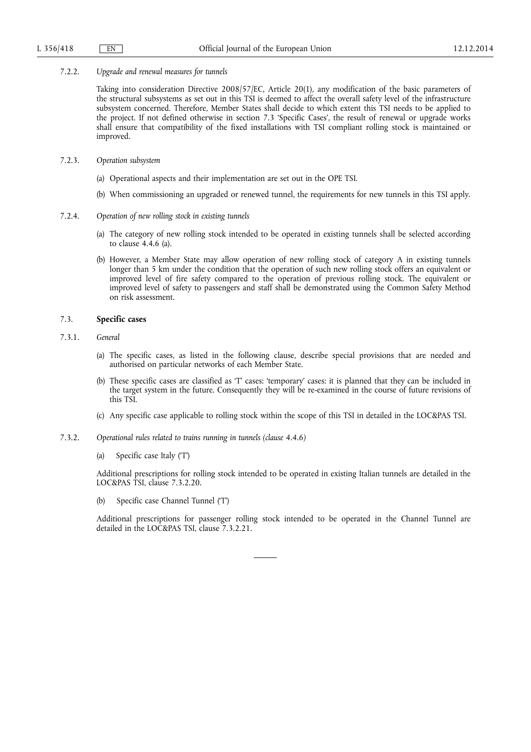7.2.2. *Upgrade and renewal measures for tunnels*

Taking into consideration Directive 2008/57/EC, Article 20(1), any modification of the basic parameters of the structural subsystems as set out in this TSI is deemed to affect the overall safety level of the infrastructure subsystem concerned. Therefore, Member States shall decide to which extent this TSI needs to be applied to the project. If not defined otherwise in section 7.3 'Specific Cases', the result of renewal or upgrade works shall ensure that compatibility of the fixed installations with TSI compliant rolling stock is maintained or improved.

7.2.3. *Operation subsystem*

(a) Operational aspects and their implementation are set out in the OPE TSI.

(b) When commissioning an upgraded or renewed tunnel, the requirements for new tunnels in this TSI apply.

7.2.4. *Operation of new rolling stock in existing tunnels*

(a) The category of new rolling stock intended to be operated in existing tunnels shall be selected according to clause 4.4.6 (a).

(b) However, a Member State may allow operation of new rolling stock of category A in existing tunnels longer than 5 km under the condition that the operation of such new rolling stock offers an equivalent or improved level of fire safety compared to the operation of previous rolling stock. The equivalent or improved level of safety to passengers and staff shall be demonstrated using the Common Safety Method on risk assessment.

## 7.3. **Specific cases**

7.3.1. *General*

(a) The specific cases, as listed in the following clause, describe special provisions that are needed and authorised on particular networks of each Member State.

(b) These specific cases are classified as 'T' cases: 'temporary' cases: it is planned that they can be included in the target system in the future. Consequently they will be re-examined in the course of future revisions of this TSI.

(c) Any specific case applicable to rolling stock within the scope of this TSI in detailed in the LOC&PAS TSI.

7.3.2. *Operational rules related to trains running in tunnels (clause 4.4.6)*

(a) Specific case Italy ('T')

Additional prescriptions for rolling stock intended to be operated in existing Italian tunnels are detailed in the LOC&PAS TSI, clause 7.3.2.20.

(b) Specific case Channel Tunnel ('T')

Additional prescriptions for passenger rolling stock intended to be operated in the Channel Tunnel are detailed in the LOC&PAS TSI, clause 7.3.2.21.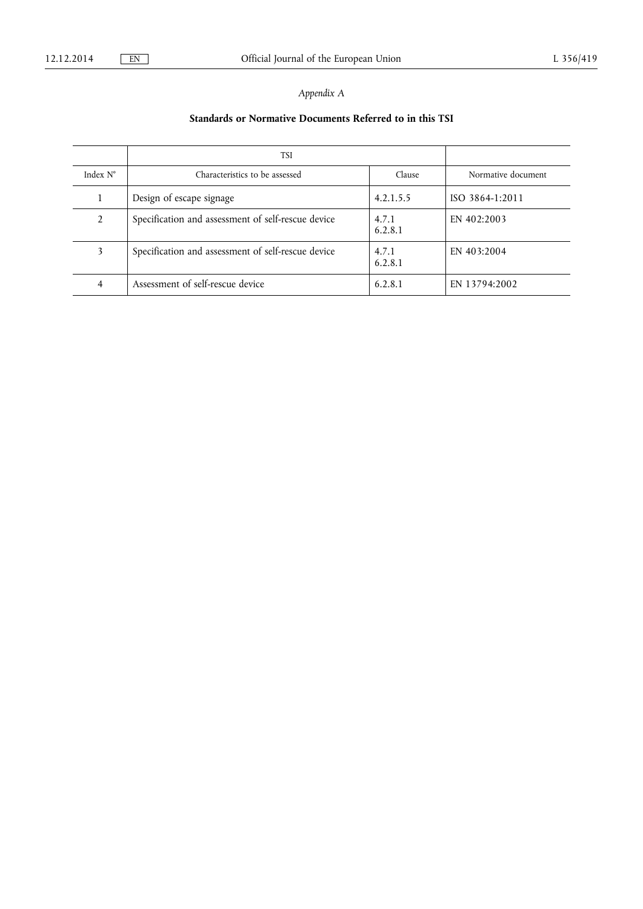*Appendix A*

**Standards or Normative Documents Referred to in this TSI**

| | TSI | | |
|---|---|---|---|
| Index N° | Characteristics to be assessed | Clause | Normative document |
| 1 | Design of escape signage | 4.2.1.5.5 | ISO 3864-1:2011 |
| 2 | Specification and assessment of self-rescue device | 4.7.1<br>6.2.8.1 | EN 402:2003 |
| 3 | Specification and assessment of self-rescue device | 4.7.1<br>6.2.8.1 | EN 403:2004 |
| 4 | Assessment of self-rescue device | 6.2.8.1 | EN 13794:2002 |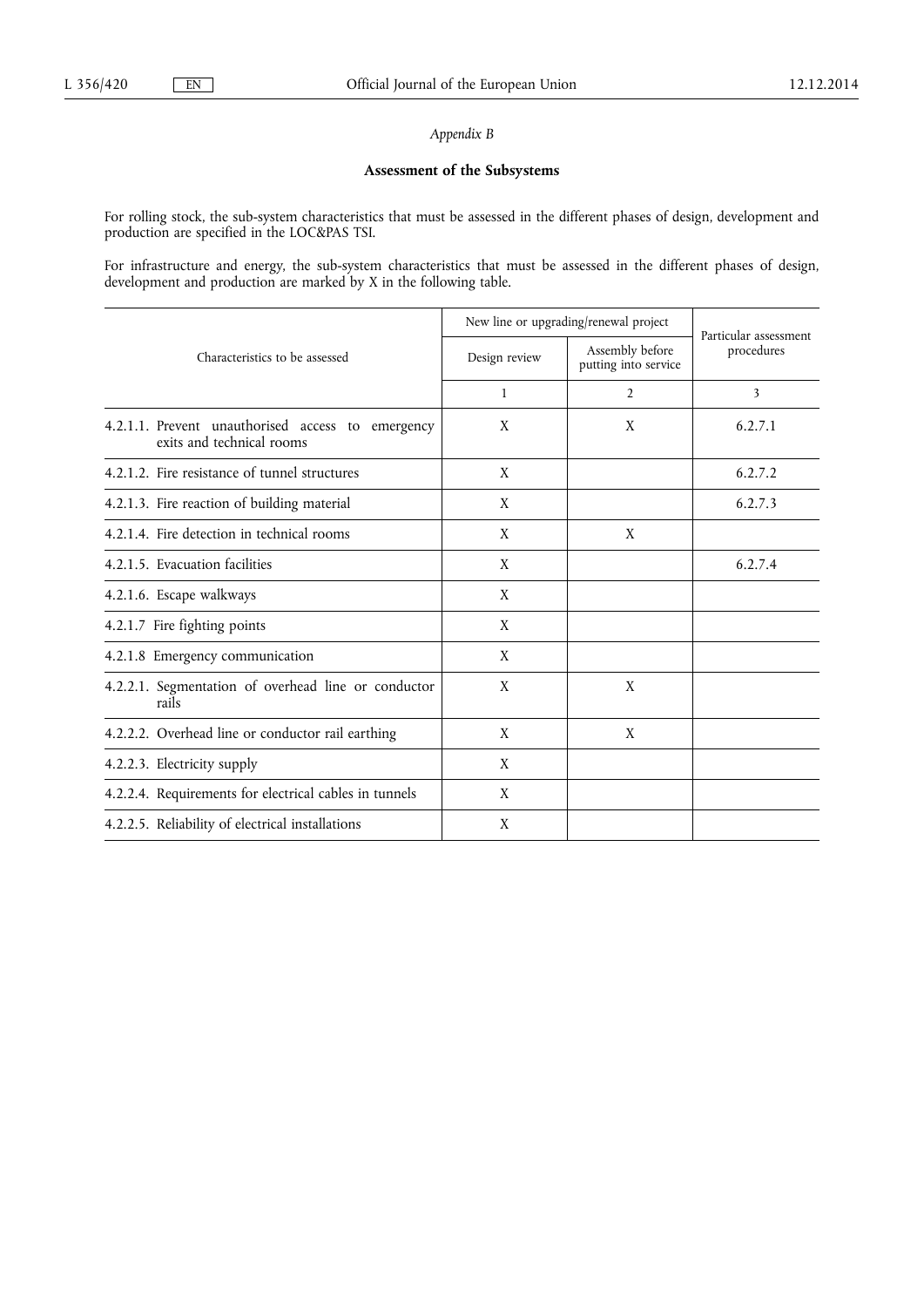*Appendix B*

## Assessment of the Subsystems

For rolling stock, the sub-system characteristics that must be assessed in the different phases of design, development and production are specified in the LOC&PAS TSI.

For infrastructure and energy, the sub-system characteristics that must be assessed in the different phases of design, development and production are marked by X in the following table.

| Characteristics to be assessed | New line or upgrading/renewal project | | Particular assessment procedures |
|---|---|---|---|
| | Design review | Assembly before putting into service | |
| | 1 | 2 | 3 |
| 4.2.1.1. Prevent unauthorised access to emergency exits and technical rooms | X | X | 6.2.7.1 |
| 4.2.1.2. Fire resistance of tunnel structures | X | | 6.2.7.2 |
| 4.2.1.3. Fire reaction of building material | X | | 6.2.7.3 |
| 4.2.1.4. Fire detection in technical rooms | X | X | |
| 4.2.1.5. Evacuation facilities | X | | 6.2.7.4 |
| 4.2.1.6. Escape walkways | X | | |
| 4.2.1.7 Fire fighting points | X | | |
| 4.2.1.8 Emergency communication | X | | |
| 4.2.2.1. Segmentation of overhead line or conductor rails | X | X | |
| 4.2.2.2. Overhead line or conductor rail earthing | X | X | |
| 4.2.2.3. Electricity supply | X | | |
| 4.2.2.4. Requirements for electrical cables in tunnels | X | | |
| 4.2.2.5. Reliability of electrical installations | X | | |